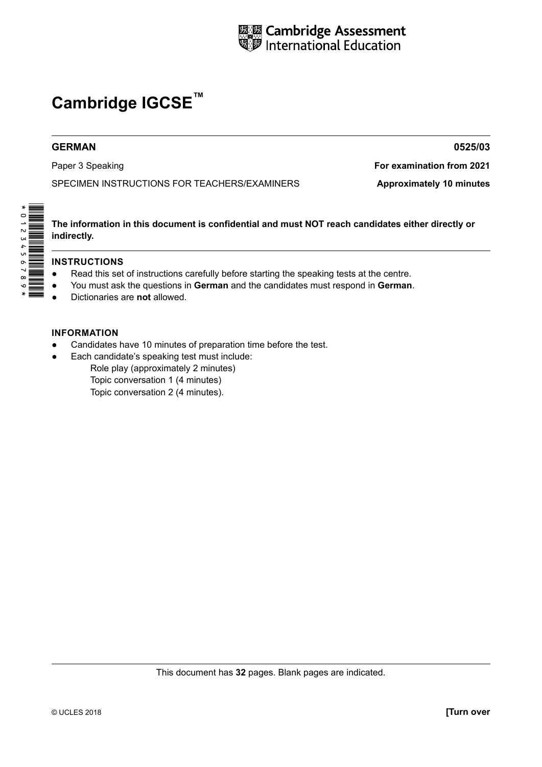Cambridge Assessment International Education

# Cambridge IGCSE™

**GERMAN** **0525/03**

Paper 3 Speaking **For examination from 2021**

SPECIMEN INSTRUCTIONS FOR TEACHERS/EXAMINERS **Approximately 10 minutes**

\*0123456789\*

**The information in this document is confidential and must NOT reach candidates either directly or indirectly.**

## INSTRUCTIONS

- Read this set of instructions carefully before starting the speaking tests at the centre.
- You must ask the questions in **German** and the candidates must respond in **German**.
- Dictionaries are **not** allowed.

## INFORMATION

- Candidates have 10 minutes of preparation time before the test.
- Each candidate's speaking test must include:
  - Role play (approximately 2 minutes)
  - Topic conversation 1 (4 minutes)
  - Topic conversation 2 (4 minutes).

This document has **32** pages. Blank pages are indicated.

© UCLES 2018 **[Turn over**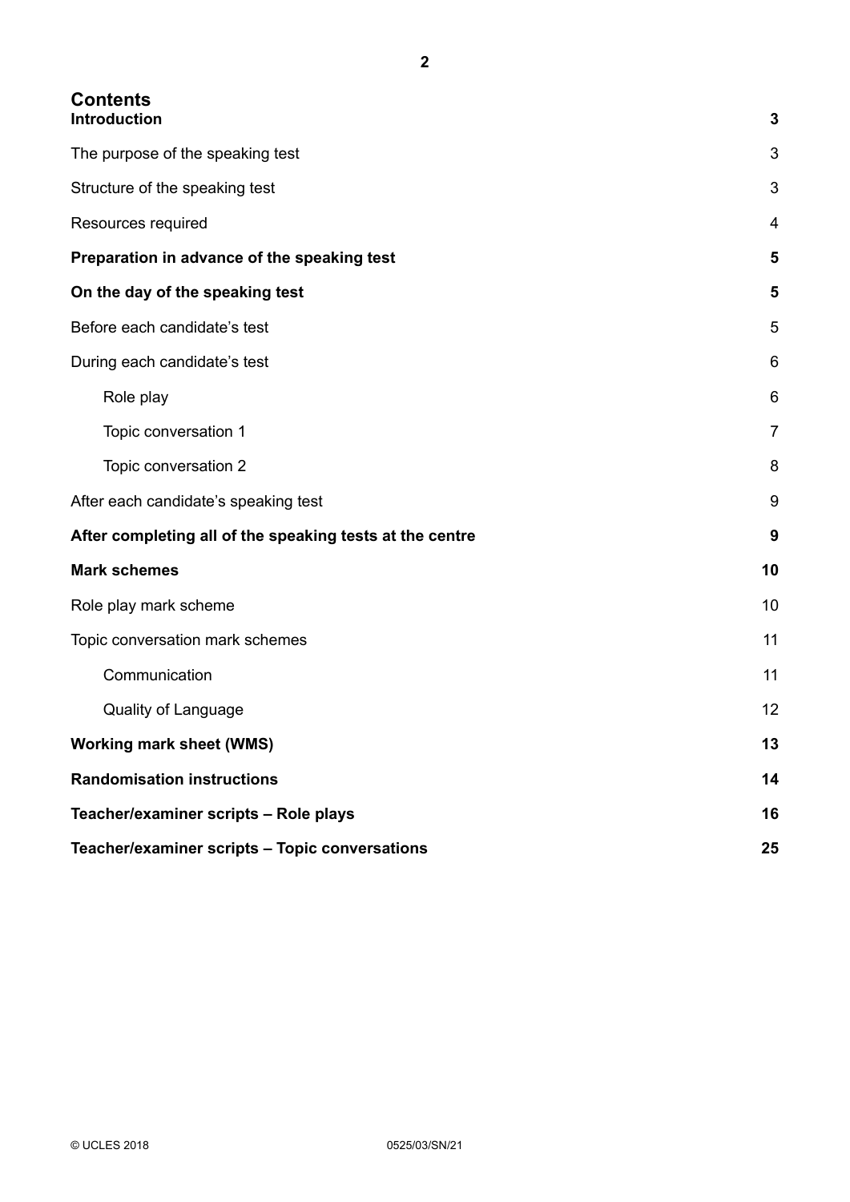# Contents

| | |
|---|---|
| **Introduction** | **3** |
| The purpose of the speaking test | 3 |
| Structure of the speaking test | 3 |
| Resources required | 4 |
| **Preparation in advance of the speaking test** | **5** |
| **On the day of the speaking test** | **5** |
| Before each candidate's test | 5 |
| During each candidate's test | 6 |
| Role play | 6 |
| Topic conversation 1 | 7 |
| Topic conversation 2 | 8 |
| After each candidate's speaking test | 9 |
| **After completing all of the speaking tests at the centre** | **9** |
| **Mark schemes** | **10** |
| Role play mark scheme | 10 |
| Topic conversation mark schemes | 11 |
| Communication | 11 |
| Quality of Language | 12 |
| **Working mark sheet (WMS)** | **13** |
| **Randomisation instructions** | **14** |
| **Teacher/examiner scripts – Role plays** | **16** |
| **Teacher/examiner scripts – Topic conversations** | **25** |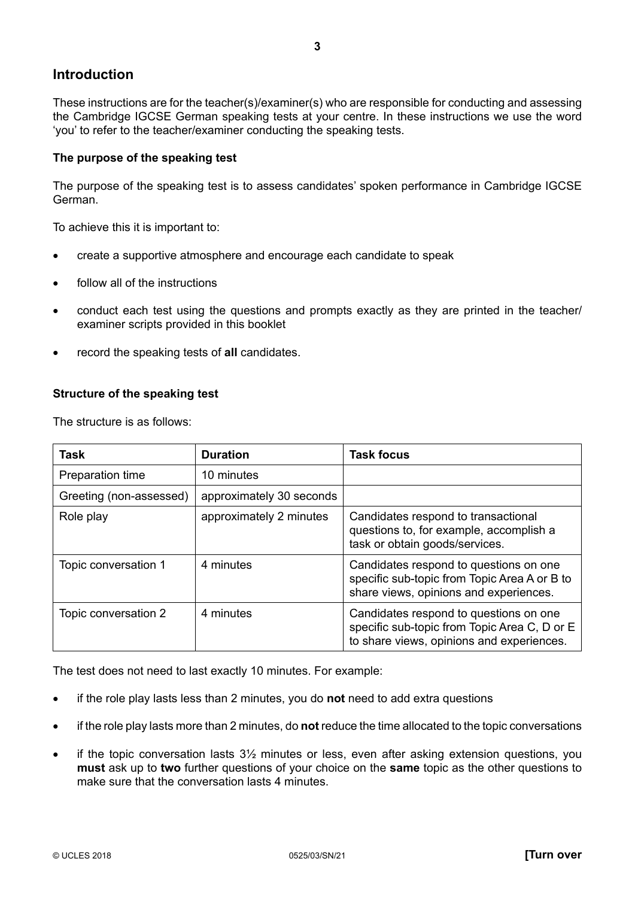## Introduction

These instructions are for the teacher(s)/examiner(s) who are responsible for conducting and assessing the Cambridge IGCSE German speaking tests at your centre. In these instructions we use the word 'you' to refer to the teacher/examiner conducting the speaking tests.

**The purpose of the speaking test**

The purpose of the speaking test is to assess candidates' spoken performance in Cambridge IGCSE German.

To achieve this it is important to:

- create a supportive atmosphere and encourage each candidate to speak
- follow all of the instructions
- conduct each test using the questions and prompts exactly as they are printed in the teacher/examiner scripts provided in this booklet
- record the speaking tests of **all** candidates.

**Structure of the speaking test**

The structure is as follows:

| **Task** | **Duration** | **Task focus** |
|---|---|---|
| Preparation time | 10 minutes | |
| Greeting (non-assessed) | approximately 30 seconds | |
| Role play | approximately 2 minutes | Candidates respond to transactional questions to, for example, accomplish a task or obtain goods/services. |
| Topic conversation 1 | 4 minutes | Candidates respond to questions on one specific sub-topic from Topic Area A or B to share views, opinions and experiences. |
| Topic conversation 2 | 4 minutes | Candidates respond to questions on one specific sub-topic from Topic Area C, D or E to share views, opinions and experiences. |

The test does not need to last exactly 10 minutes. For example:

- if the role play lasts less than 2 minutes, you do **not** need to add extra questions
- if the role play lasts more than 2 minutes, do **not** reduce the time allocated to the topic conversations
- if the topic conversation lasts 3½ minutes or less, even after asking extension questions, you **must** ask up to **two** further questions of your choice on the **same** topic as the other questions to make sure that the conversation lasts 4 minutes.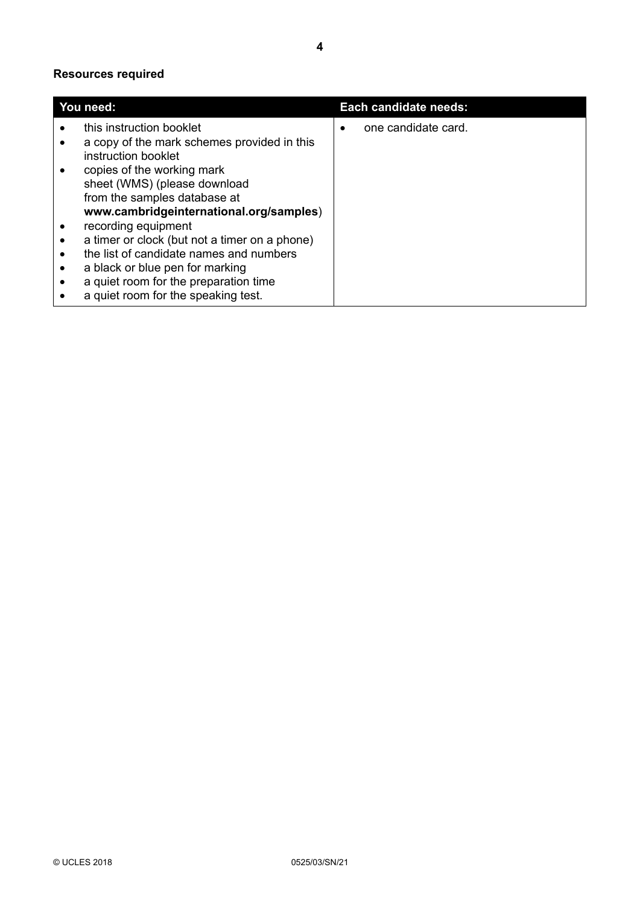**Resources required**

| You need: | Each candidate needs: |
|---|---|
| • this instruction booklet<br>• a copy of the mark schemes provided in this instruction booklet<br>• copies of the working mark sheet (WMS) (please download from the samples database at **www.cambridgeinternational.org/samples**)<br>• recording equipment<br>• a timer or clock (but not a timer on a phone)<br>• the list of candidate names and numbers<br>• a black or blue pen for marking<br>• a quiet room for the preparation time<br>• a quiet room for the speaking test. | • one candidate card. |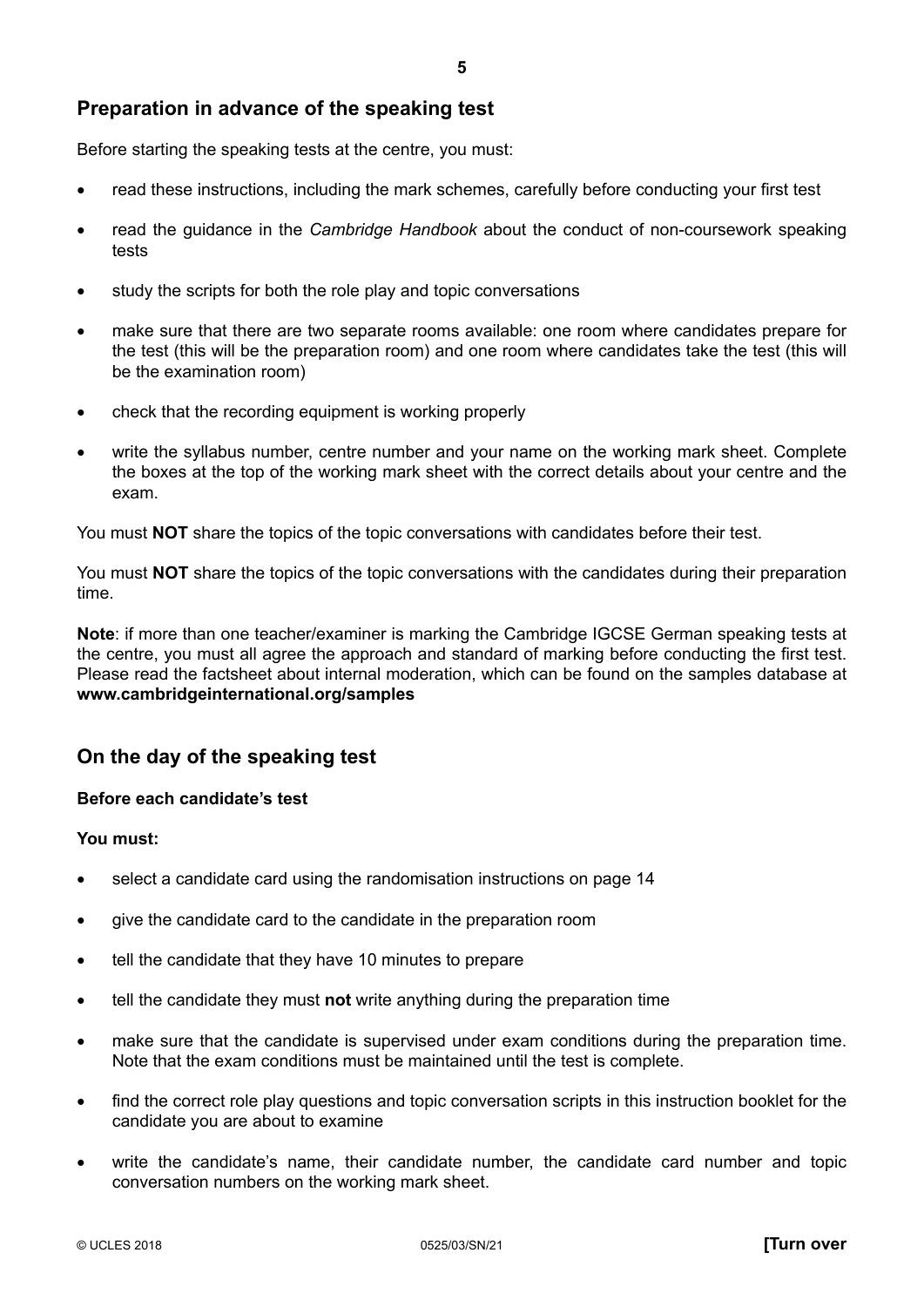## Preparation in advance of the speaking test

Before starting the speaking tests at the centre, you must:

- read these instructions, including the mark schemes, carefully before conducting your first test
- read the guidance in the *Cambridge Handbook* about the conduct of non-coursework speaking tests
- study the scripts for both the role play and topic conversations
- make sure that there are two separate rooms available: one room where candidates prepare for the test (this will be the preparation room) and one room where candidates take the test (this will be the examination room)
- check that the recording equipment is working properly
- write the syllabus number, centre number and your name on the working mark sheet. Complete the boxes at the top of the working mark sheet with the correct details about your centre and the exam.

You must **NOT** share the topics of the topic conversations with candidates before their test.

You must **NOT** share the topics of the topic conversations with the candidates during their preparation time.

**Note**: if more than one teacher/examiner is marking the Cambridge IGCSE German speaking tests at the centre, you must all agree the approach and standard of marking before conducting the first test. Please read the factsheet about internal moderation, which can be found on the samples database at **www.cambridgeinternational.org/samples**

## On the day of the speaking test

### Before each candidate's test

**You must:**

- select a candidate card using the randomisation instructions on page 14
- give the candidate card to the candidate in the preparation room
- tell the candidate that they have 10 minutes to prepare
- tell the candidate they must **not** write anything during the preparation time
- make sure that the candidate is supervised under exam conditions during the preparation time. Note that the exam conditions must be maintained until the test is complete.
- find the correct role play questions and topic conversation scripts in this instruction booklet for the candidate you are about to examine
- write the candidate's name, their candidate number, the candidate card number and topic conversation numbers on the working mark sheet.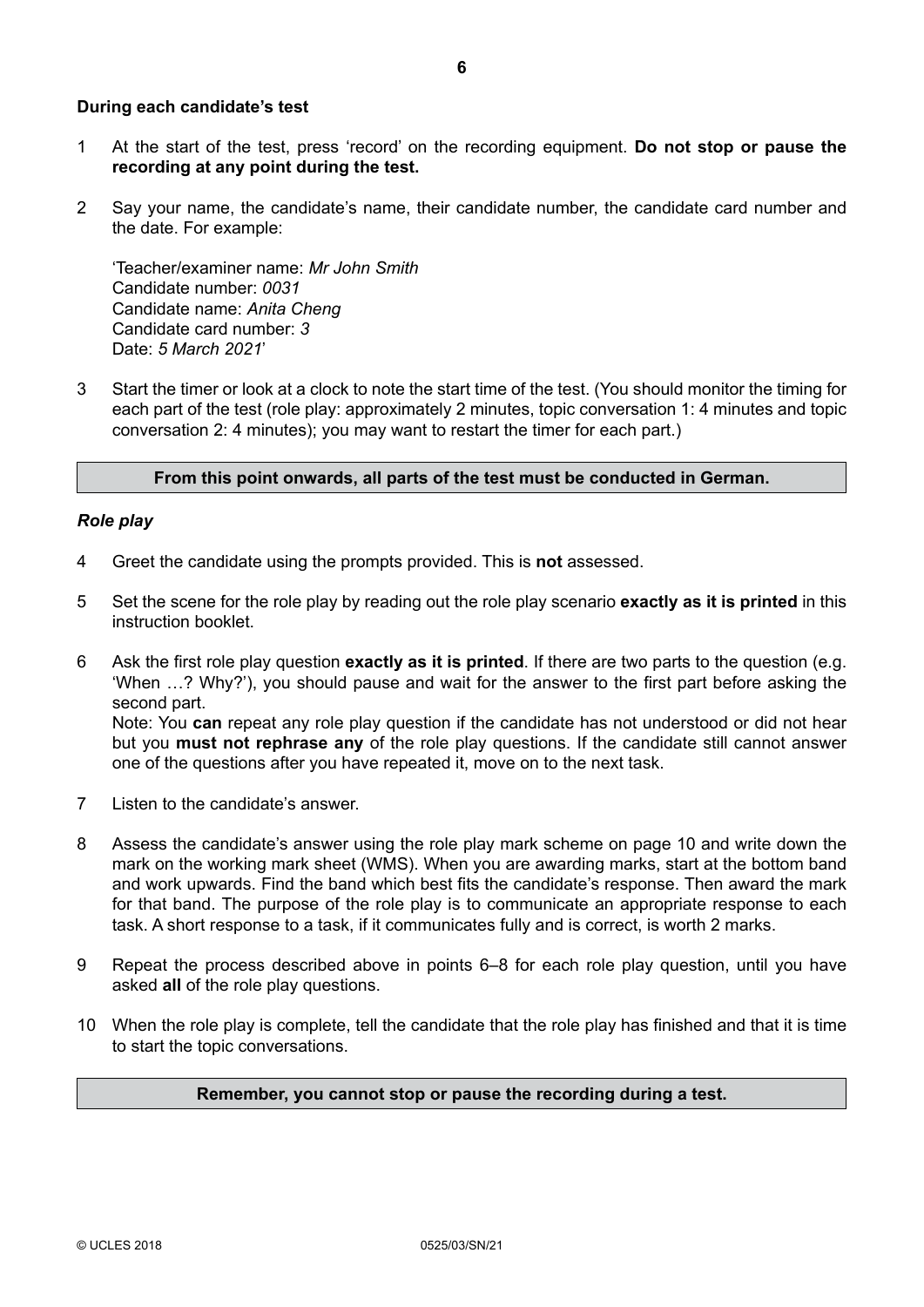**During each candidate's test**

1 At the start of the test, press 'record' on the recording equipment. **Do not stop or pause the recording at any point during the test.**

2 Say your name, the candidate's name, their candidate number, the candidate card number and the date. For example:

   'Teacher/examiner name: *Mr John Smith*
   Candidate number: *0031*
   Candidate name: *Anita Cheng*
   Candidate card number: *3*
   Date: *5 March 2021*'

3 Start the timer or look at a clock to note the start time of the test. (You should monitor the timing for each part of the test (role play: approximately 2 minutes, topic conversation 1: 4 minutes and topic conversation 2: 4 minutes); you may want to restart the timer for each part.)

**From this point onwards, all parts of the test must be conducted in German.**

***Role play***

4 Greet the candidate using the prompts provided. This is **not** assessed.

5 Set the scene for the role play by reading out the role play scenario **exactly as it is printed** in this instruction booklet.

6 Ask the first role play question **exactly as it is printed**. If there are two parts to the question (e.g. 'When …? Why?'), you should pause and wait for the answer to the first part before asking the second part.
   Note: You **can** repeat any role play question if the candidate has not understood or did not hear but you **must not rephrase any** of the role play questions. If the candidate still cannot answer one of the questions after you have repeated it, move on to the next task.

7 Listen to the candidate's answer.

8 Assess the candidate's answer using the role play mark scheme on page 10 and write down the mark on the working mark sheet (WMS). When you are awarding marks, start at the bottom band and work upwards. Find the band which best fits the candidate's response. Then award the mark for that band. The purpose of the role play is to communicate an appropriate response to each task. A short response to a task, if it communicates fully and is correct, is worth 2 marks.

9 Repeat the process described above in points 6–8 for each role play question, until you have asked **all** of the role play questions.

10 When the role play is complete, tell the candidate that the role play has finished and that it is time to start the topic conversations.

**Remember, you cannot stop or pause the recording during a test.**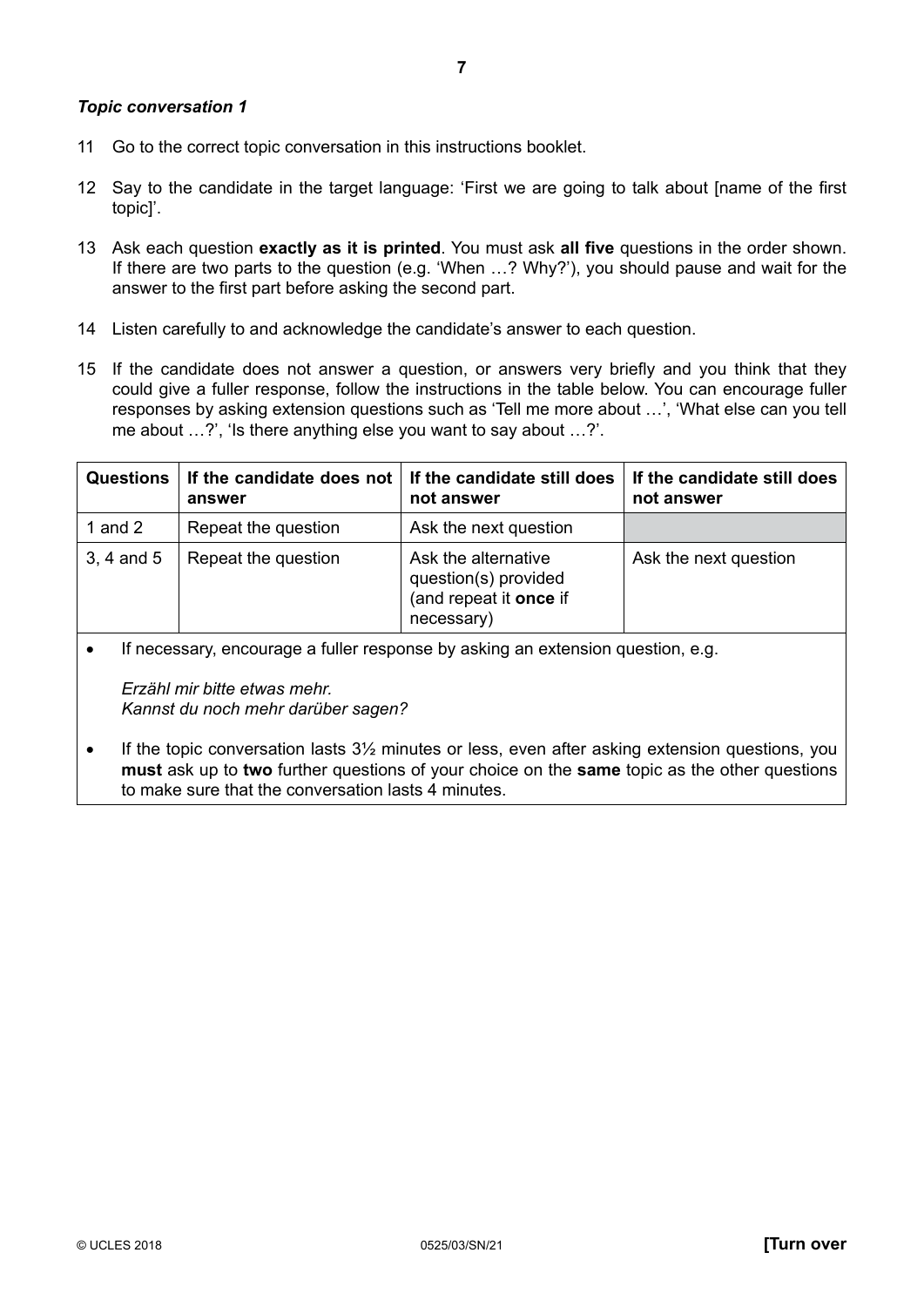***Topic conversation 1***

11 Go to the correct topic conversation in this instructions booklet.

12 Say to the candidate in the target language: 'First we are going to talk about [name of the first topic]'.

13 Ask each question **exactly as it is printed**. You must ask **all five** questions in the order shown. If there are two parts to the question (e.g. 'When …? Why?'), you should pause and wait for the answer to the first part before asking the second part.

14 Listen carefully to and acknowledge the candidate's answer to each question.

15 If the candidate does not answer a question, or answers very briefly and you think that they could give a fuller response, follow the instructions in the table below. You can encourage fuller responses by asking extension questions such as 'Tell me more about …', 'What else can you tell me about …?', 'Is there anything else you want to say about …?'.

| **Questions** | **If the candidate does not answer** | **If the candidate still does not answer** | **If the candidate still does not answer** |
|---|---|---|---|
| 1 and 2 | Repeat the question | Ask the next question | |
| 3, 4 and 5 | Repeat the question | Ask the alternative question(s) provided (and repeat it **once** if necessary) | Ask the next question |

- If necessary, encourage a fuller response by asking an extension question, e.g.

  *Erzähl mir bitte etwas mehr.*
  *Kannst du noch mehr darüber sagen?*

- If the topic conversation lasts 3½ minutes or less, even after asking extension questions, you **must** ask up to **two** further questions of your choice on the **same** topic as the other questions to make sure that the conversation lasts 4 minutes.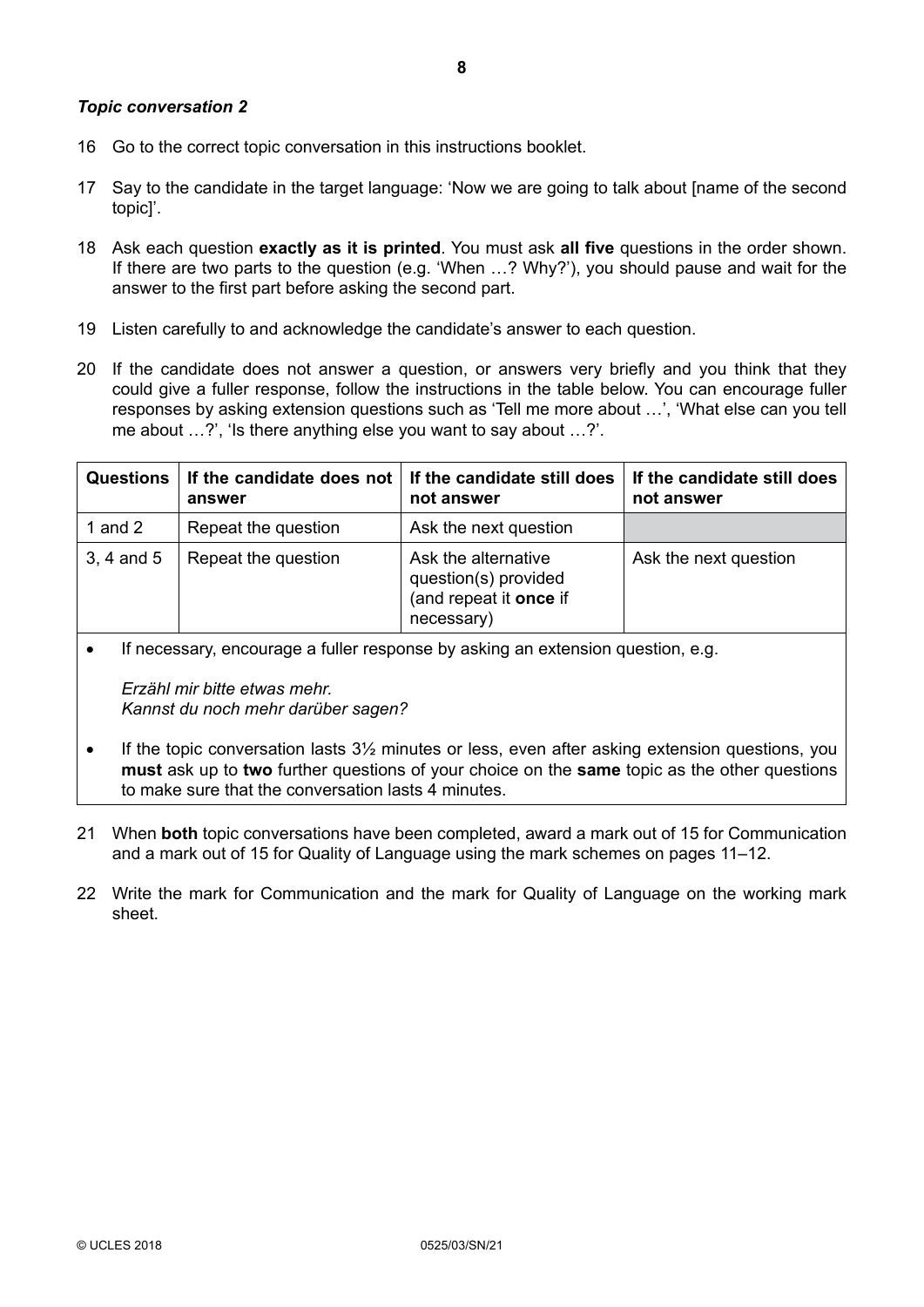***Topic conversation 2***

16 Go to the correct topic conversation in this instructions booklet.

17 Say to the candidate in the target language: 'Now we are going to talk about [name of the second topic]'.

18 Ask each question **exactly as it is printed**. You must ask **all five** questions in the order shown. If there are two parts to the question (e.g. 'When …? Why?'), you should pause and wait for the answer to the first part before asking the second part.

19 Listen carefully to and acknowledge the candidate's answer to each question.

20 If the candidate does not answer a question, or answers very briefly and you think that they could give a fuller response, follow the instructions in the table below. You can encourage fuller responses by asking extension questions such as 'Tell me more about …', 'What else can you tell me about …?', 'Is there anything else you want to say about …?'.

| Questions | If the candidate does not answer | If the candidate still does not answer | If the candidate still does not answer |
|---|---|---|---|
| 1 and 2 | Repeat the question | Ask the next question | |
| 3, 4 and 5 | Repeat the question | Ask the alternative question(s) provided (and repeat it **once** if necessary) | Ask the next question |

- If necessary, encourage a fuller response by asking an extension question, e.g.

  *Erzähl mir bitte etwas mehr.*
  *Kannst du noch mehr darüber sagen?*

- If the topic conversation lasts 3½ minutes or less, even after asking extension questions, you **must** ask up to **two** further questions of your choice on the **same** topic as the other questions to make sure that the conversation lasts 4 minutes.

21 When **both** topic conversations have been completed, award a mark out of 15 for Communication and a mark out of 15 for Quality of Language using the mark schemes on pages 11–12.

22 Write the mark for Communication and the mark for Quality of Language on the working mark sheet.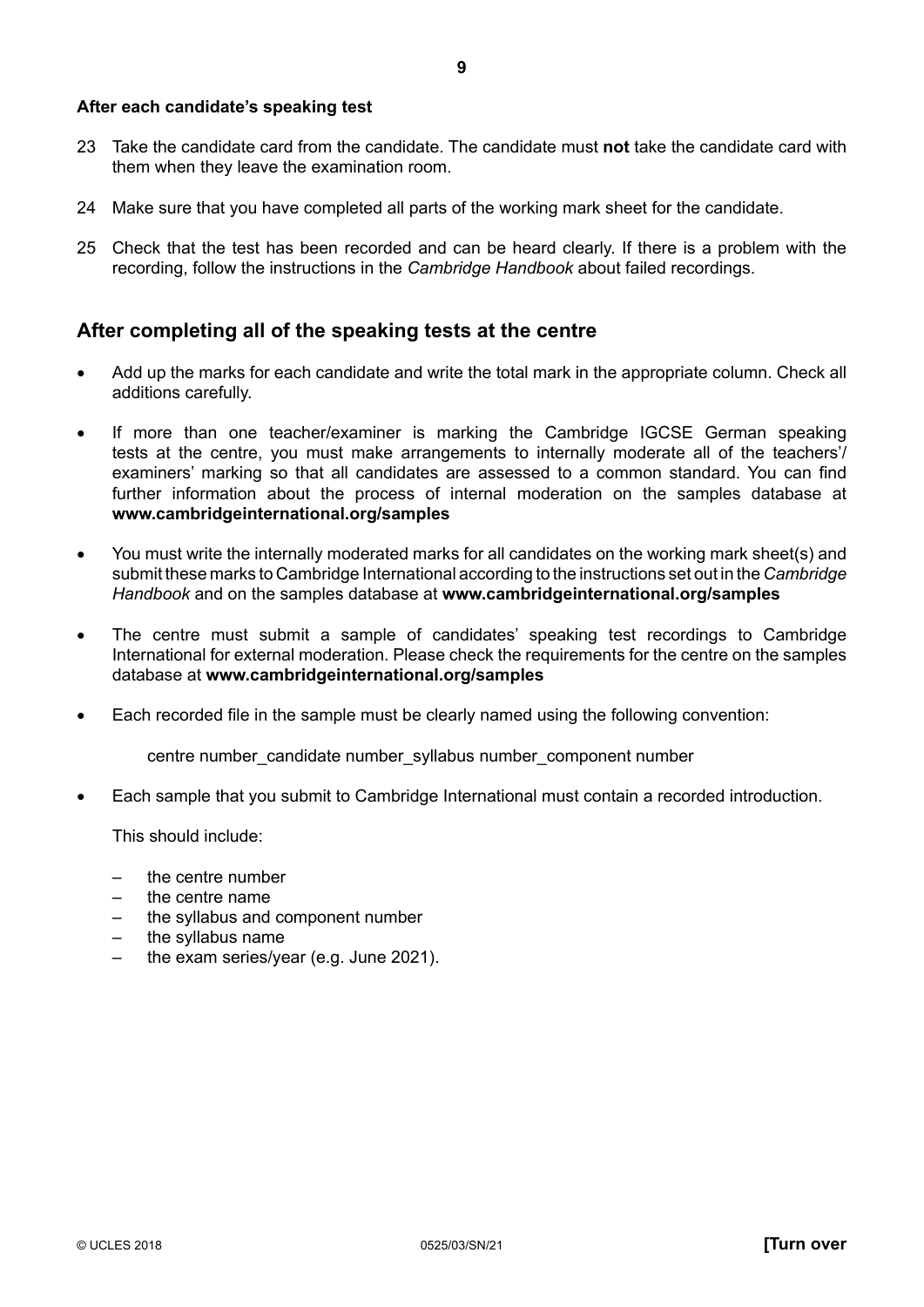**After each candidate's speaking test**

23 Take the candidate card from the candidate. The candidate must **not** take the candidate card with them when they leave the examination room.

24 Make sure that you have completed all parts of the working mark sheet for the candidate.

25 Check that the test has been recorded and can be heard clearly. If there is a problem with the recording, follow the instructions in the *Cambridge Handbook* about failed recordings.

## After completing all of the speaking tests at the centre

- Add up the marks for each candidate and write the total mark in the appropriate column. Check all additions carefully.
- If more than one teacher/examiner is marking the Cambridge IGCSE German speaking tests at the centre, you must make arrangements to internally moderate all of the teachers'/examiners' marking so that all candidates are assessed to a common standard. You can find further information about the process of internal moderation on the samples database at **www.cambridgeinternational.org/samples**
- You must write the internally moderated marks for all candidates on the working mark sheet(s) and submit these marks to Cambridge International according to the instructions set out in the *Cambridge Handbook* and on the samples database at **www.cambridgeinternational.org/samples**
- The centre must submit a sample of candidates' speaking test recordings to Cambridge International for external moderation. Please check the requirements for the centre on the samples database at **www.cambridgeinternational.org/samples**
- Each recorded file in the sample must be clearly named using the following convention:

  centre number_candidate number_syllabus number_component number

- Each sample that you submit to Cambridge International must contain a recorded introduction.

  This should include:

  – the centre number
  – the centre name
  – the syllabus and component number
  – the syllabus name
  – the exam series/year (e.g. June 2021).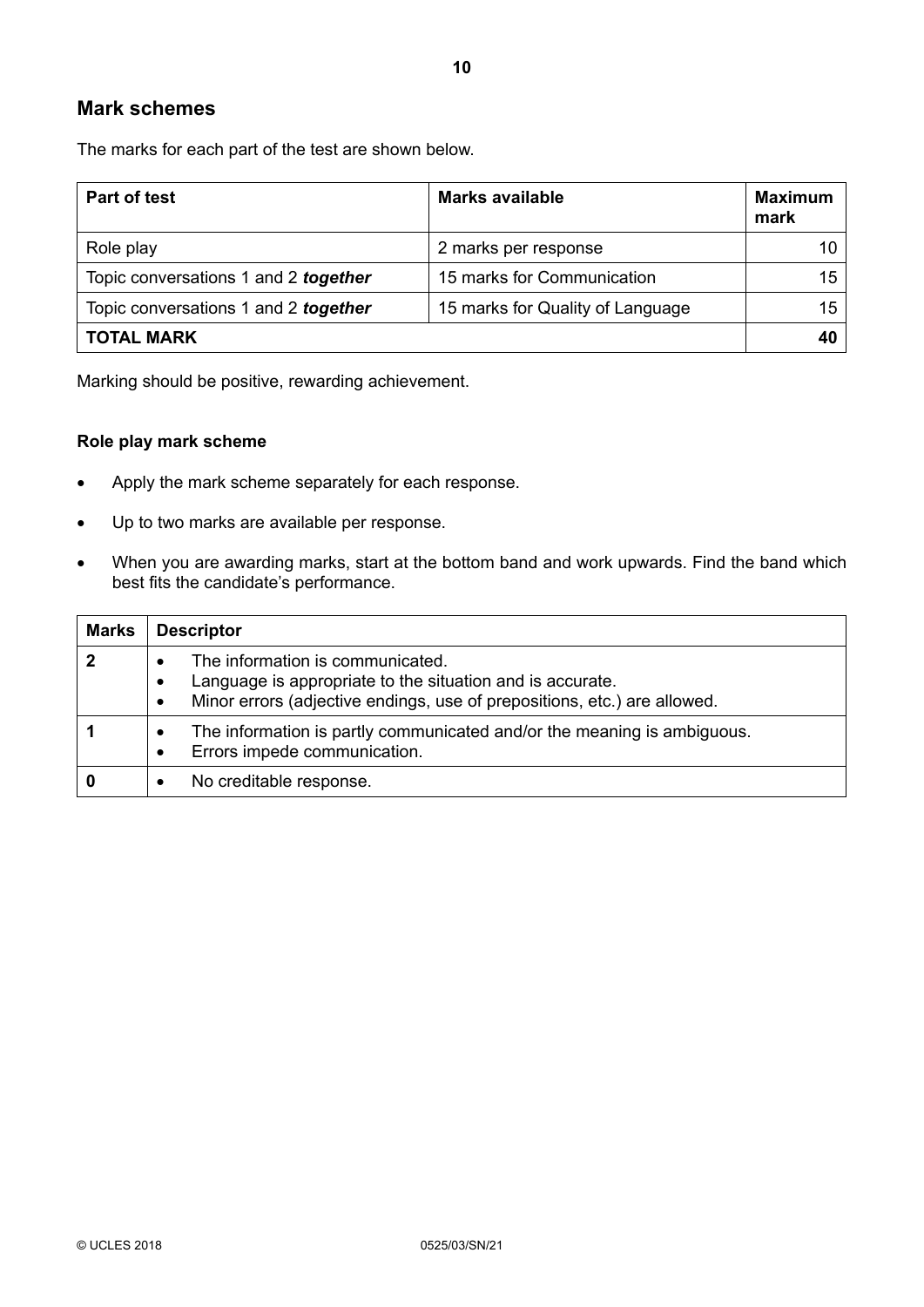## Mark schemes

The marks for each part of the test are shown below.

| Part of test | Marks available | Maximum mark |
|---|---|---|
| Role play | 2 marks per response | 10 |
| Topic conversations 1 and 2 ***together*** | 15 marks for Communication | 15 |
| Topic conversations 1 and 2 ***together*** | 15 marks for Quality of Language | 15 |
| **TOTAL MARK** | | **40** |

Marking should be positive, rewarding achievement.

### Role play mark scheme

- Apply the mark scheme separately for each response.
- Up to two marks are available per response.
- When you are awarding marks, start at the bottom band and work upwards. Find the band which best fits the candidate's performance.

| Marks | Descriptor |
|---|---|
| **2** | • The information is communicated.<br>• Language is appropriate to the situation and is accurate.<br>• Minor errors (adjective endings, use of prepositions, etc.) are allowed. |
| **1** | • The information is partly communicated and/or the meaning is ambiguous.<br>• Errors impede communication. |
| **0** | • No creditable response. |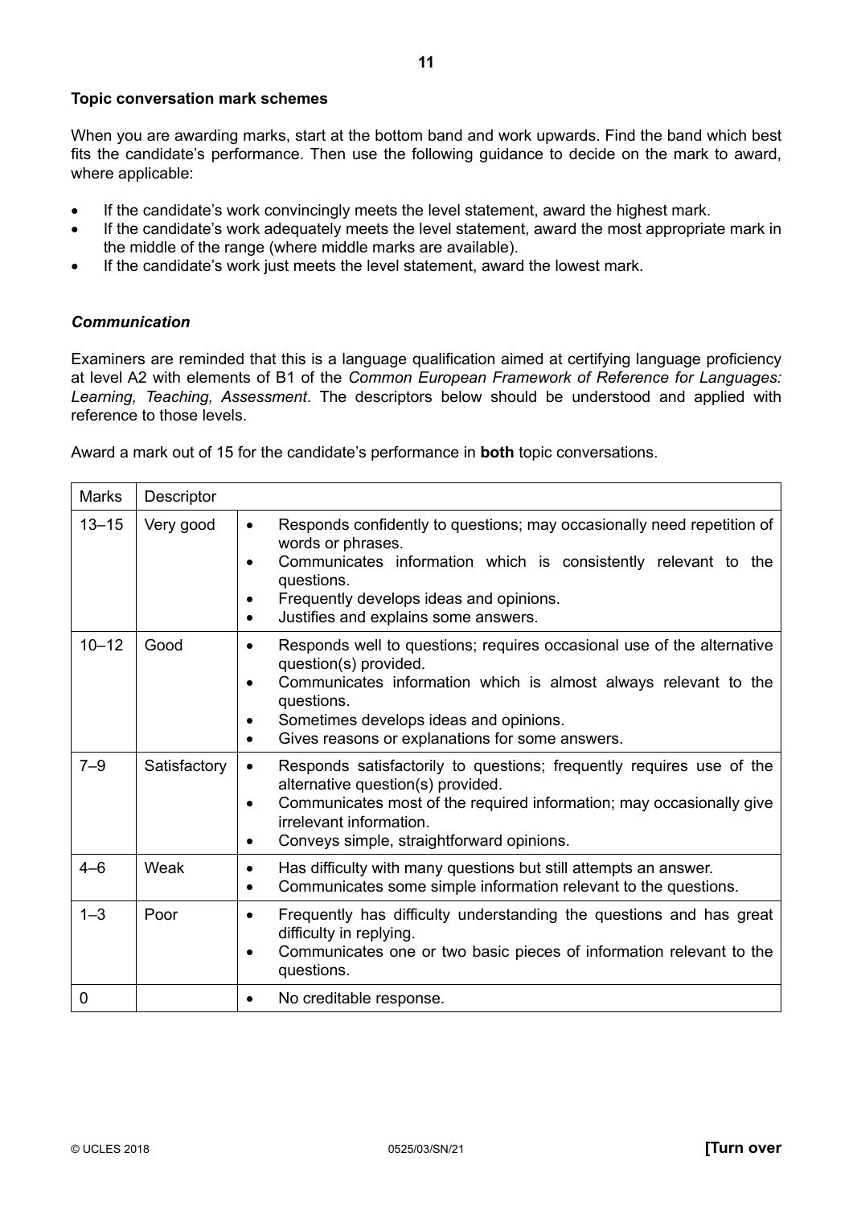### Topic conversation mark schemes

When you are awarding marks, start at the bottom band and work upwards. Find the band which best fits the candidate's performance. Then use the following guidance to decide on the mark to award, where applicable:

- If the candidate's work convincingly meets the level statement, award the highest mark.
- If the candidate's work adequately meets the level statement, award the most appropriate mark in the middle of the range (where middle marks are available).
- If the candidate's work just meets the level statement, award the lowest mark.

#### *Communication*

Examiners are reminded that this is a language qualification aimed at certifying language proficiency at level A2 with elements of B1 of the *Common European Framework of Reference for Languages: Learning, Teaching, Assessment*. The descriptors below should be understood and applied with reference to those levels.

Award a mark out of 15 for the candidate's performance in **both** topic conversations.

| Marks | Descriptor | |
|---|---|---|
| 13–15 | Very good | • Responds confidently to questions; may occasionally need repetition of words or phrases.<br>• Communicates information which is consistently relevant to the questions.<br>• Frequently develops ideas and opinions.<br>• Justifies and explains some answers. |
| 10–12 | Good | • Responds well to questions; requires occasional use of the alternative question(s) provided.<br>• Communicates information which is almost always relevant to the questions.<br>• Sometimes develops ideas and opinions.<br>• Gives reasons or explanations for some answers. |
| 7–9 | Satisfactory | • Responds satisfactorily to questions; frequently requires use of the alternative question(s) provided.<br>• Communicates most of the required information; may occasionally give irrelevant information.<br>• Conveys simple, straightforward opinions. |
| 4–6 | Weak | • Has difficulty with many questions but still attempts an answer.<br>• Communicates some simple information relevant to the questions. |
| 1–3 | Poor | • Frequently has difficulty understanding the questions and has great difficulty in replying.<br>• Communicates one or two basic pieces of information relevant to the questions. |
| 0 | | • No creditable response. |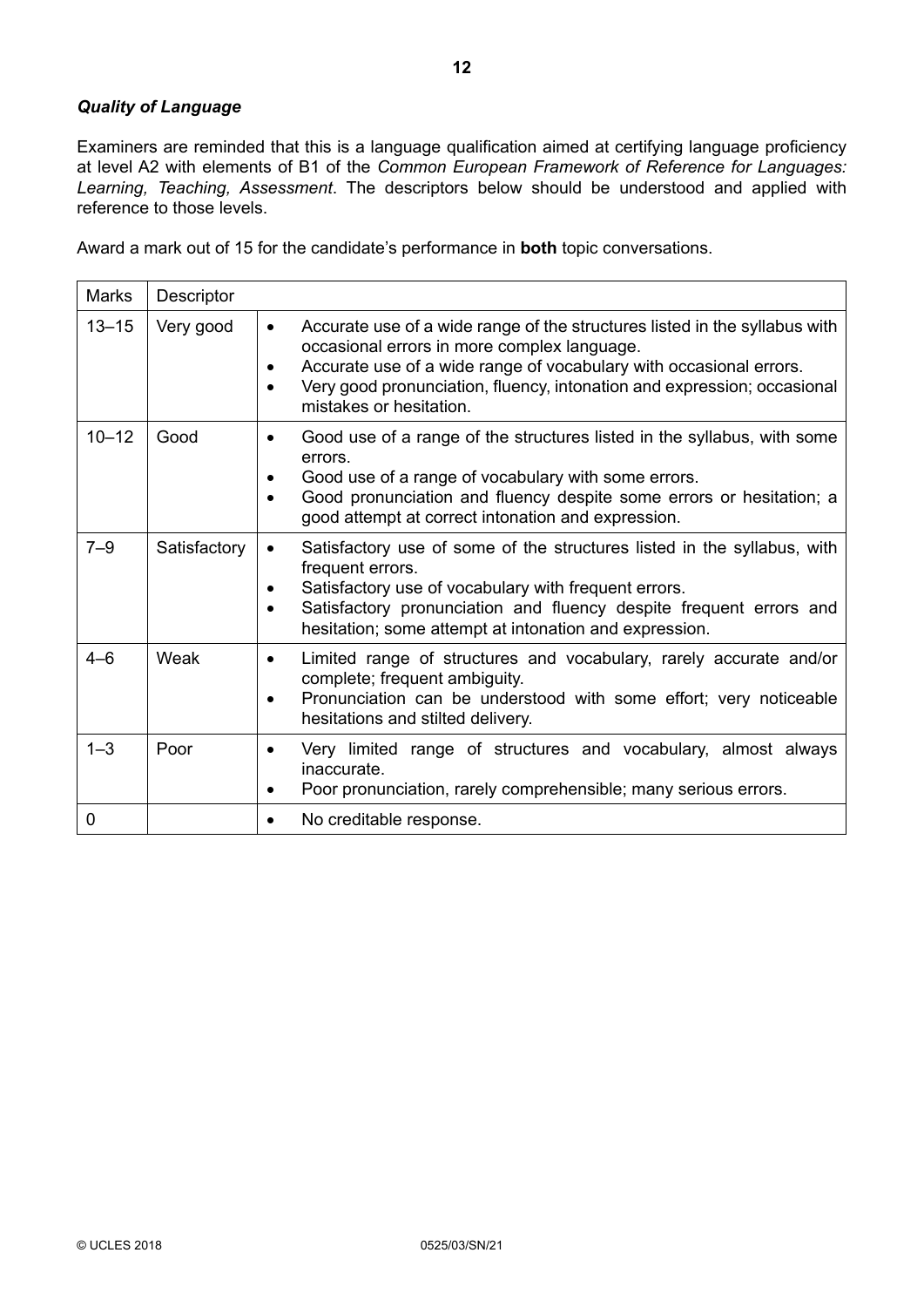### *Quality of Language*

Examiners are reminded that this is a language qualification aimed at certifying language proficiency at level A2 with elements of B1 of the *Common European Framework of Reference for Languages: Learning, Teaching, Assessment*. The descriptors below should be understood and applied with reference to those levels.

Award a mark out of 15 for the candidate's performance in **both** topic conversations.

| Marks | Descriptor | |
|---|---|---|
| 13–15 | Very good | • Accurate use of a wide range of the structures listed in the syllabus with occasional errors in more complex language.<br>• Accurate use of a wide range of vocabulary with occasional errors.<br>• Very good pronunciation, fluency, intonation and expression; occasional mistakes or hesitation. |
| 10–12 | Good | • Good use of a range of the structures listed in the syllabus, with some errors.<br>• Good use of a range of vocabulary with some errors.<br>• Good pronunciation and fluency despite some errors or hesitation; a good attempt at correct intonation and expression. |
| 7–9 | Satisfactory | • Satisfactory use of some of the structures listed in the syllabus, with frequent errors.<br>• Satisfactory use of vocabulary with frequent errors.<br>• Satisfactory pronunciation and fluency despite frequent errors and hesitation; some attempt at intonation and expression. |
| 4–6 | Weak | • Limited range of structures and vocabulary, rarely accurate and/or complete; frequent ambiguity.<br>• Pronunciation can be understood with some effort; very noticeable hesitations and stilted delivery. |
| 1–3 | Poor | • Very limited range of structures and vocabulary, almost always inaccurate.<br>• Poor pronunciation, rarely comprehensible; many serious errors. |
| 0 | | • No creditable response. |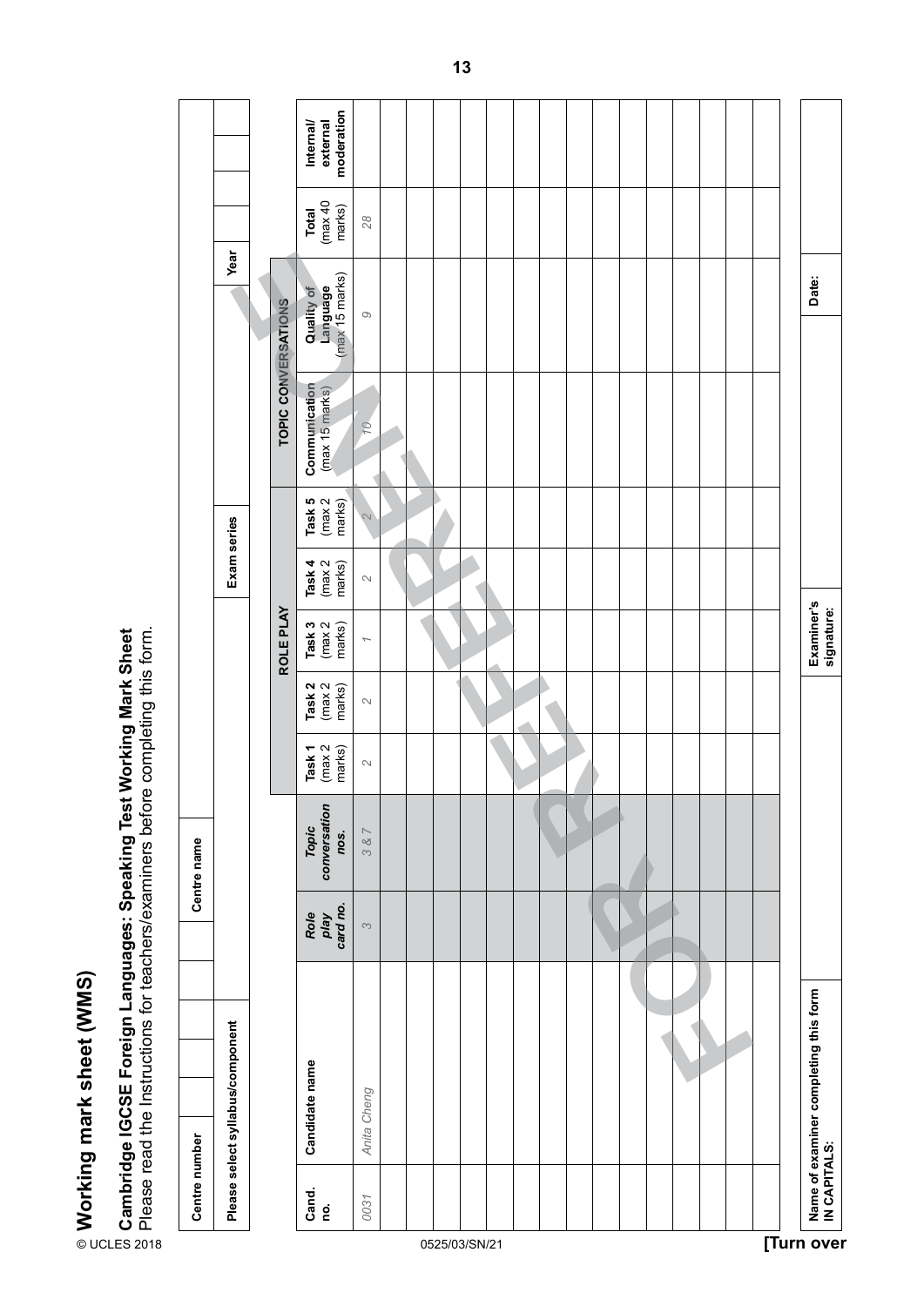# Working mark sheet (WMS)

**Cambridge IGCSE Foreign Languages: Speaking Test Working Mark Sheet**
Please read the Instructions for teachers/examiners before completing this form.

| Centre number | | | | | Centre name | |
|---|---|---|---|---|---|---|
| **Please select syllabus/component** | | | | **Exam series** | | **Year** |

| Cand. no. | Candidate name | *Role play card no.* | *Topic conversation nos.* | ROLE PLAY | | | | | TOPIC CONVERSATIONS | | Total (max 40 marks) | Internal/ external moderation |
|---|---|---|---|---|---|---|---|---|---|---|---|---|
| | | | | Task 1 (max 2 marks) | Task 2 (max 2 marks) | Task 3 (max 2 marks) | Task 4 (max 2 marks) | Task 5 (max 2 marks) | Communication (max 15 marks) | Quality of Language (max 15 marks) | | |
| *0031* | *Anita Cheng* | *3* | *3 & 7* | *2* | *2* | *1* | *2* | *2* | *10* | *9* | *28* | |
| | | | | | | | | | | | | |
| | | | | | | | | | | | | |
| | | | | | | | | | | | | |
| | | | | | | | | | | | | |
| | | | | | | | | | | | | |
| | | | | | | | | | | | | |
| | | | | | | | | | | | | |
| | | | | | | | | | | | | |
| | | | | | | | | | | | | |
| | | | | | | | | | | | | |
| | | | | | | | | | | | | |
| | | | | | | | | | | | | |
| | | | | | | | | | | | | |
| | | | | | | | | | | | | |
| | | | | | | | | | | | | |

| Name of examiner completing this form IN CAPITALS: | | Examiner's signature: | | Date: | |
|---|---|---|---|---|---|

FOR REFERENCE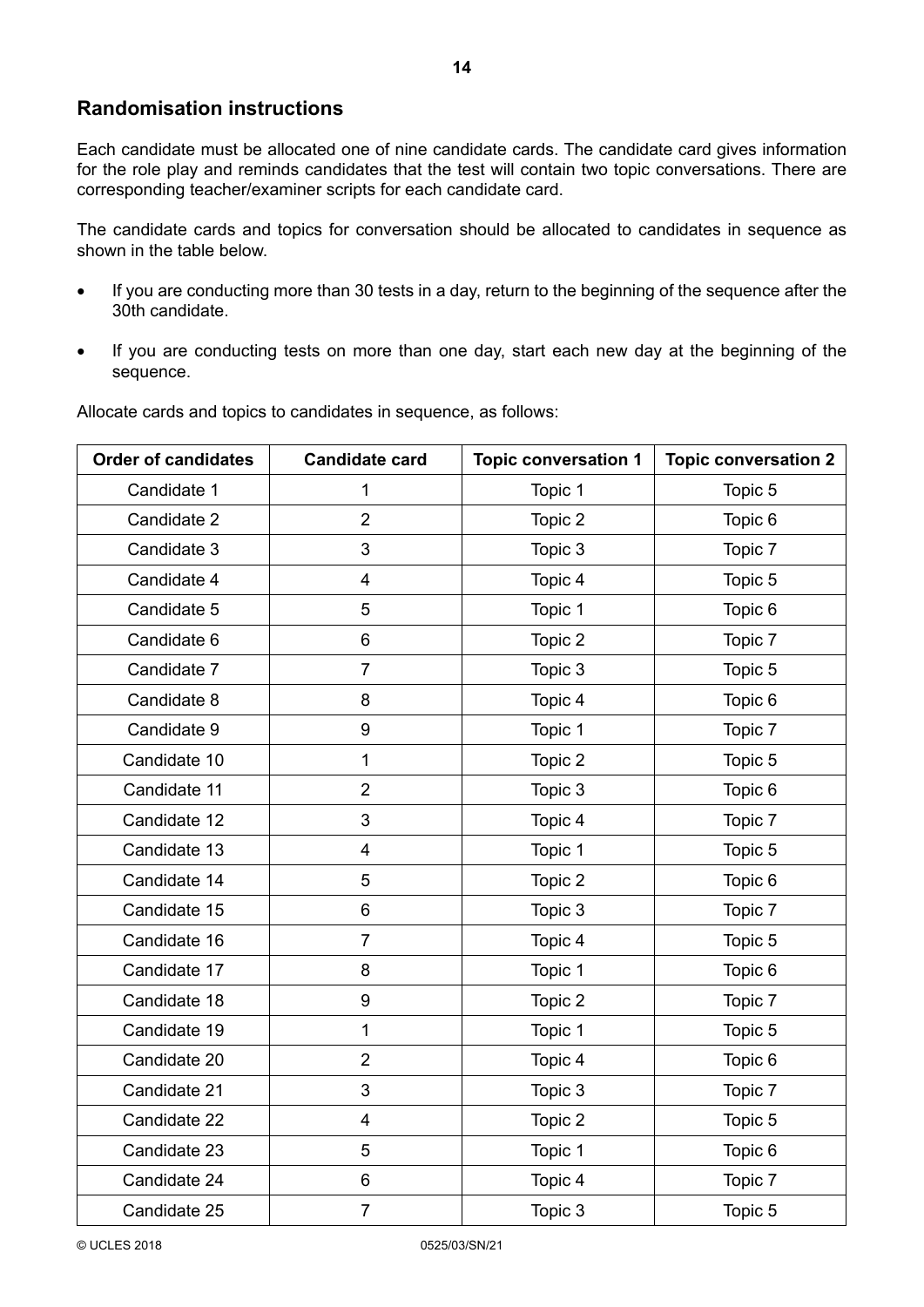## Randomisation instructions

Each candidate must be allocated one of nine candidate cards. The candidate card gives information for the role play and reminds candidates that the test will contain two topic conversations. There are corresponding teacher/examiner scripts for each candidate card.

The candidate cards and topics for conversation should be allocated to candidates in sequence as shown in the table below.

- If you are conducting more than 30 tests in a day, return to the beginning of the sequence after the 30th candidate.
- If you are conducting tests on more than one day, start each new day at the beginning of the sequence.

Allocate cards and topics to candidates in sequence, as follows:

| Order of candidates | Candidate card | Topic conversation 1 | Topic conversation 2 |
|---|---|---|---|
| Candidate 1 | 1 | Topic 1 | Topic 5 |
| Candidate 2 | 2 | Topic 2 | Topic 6 |
| Candidate 3 | 3 | Topic 3 | Topic 7 |
| Candidate 4 | 4 | Topic 4 | Topic 5 |
| Candidate 5 | 5 | Topic 1 | Topic 6 |
| Candidate 6 | 6 | Topic 2 | Topic 7 |
| Candidate 7 | 7 | Topic 3 | Topic 5 |
| Candidate 8 | 8 | Topic 4 | Topic 6 |
| Candidate 9 | 9 | Topic 1 | Topic 7 |
| Candidate 10 | 1 | Topic 2 | Topic 5 |
| Candidate 11 | 2 | Topic 3 | Topic 6 |
| Candidate 12 | 3 | Topic 4 | Topic 7 |
| Candidate 13 | 4 | Topic 1 | Topic 5 |
| Candidate 14 | 5 | Topic 2 | Topic 6 |
| Candidate 15 | 6 | Topic 3 | Topic 7 |
| Candidate 16 | 7 | Topic 4 | Topic 5 |
| Candidate 17 | 8 | Topic 1 | Topic 6 |
| Candidate 18 | 9 | Topic 2 | Topic 7 |
| Candidate 19 | 1 | Topic 1 | Topic 5 |
| Candidate 20 | 2 | Topic 4 | Topic 6 |
| Candidate 21 | 3 | Topic 3 | Topic 7 |
| Candidate 22 | 4 | Topic 2 | Topic 5 |
| Candidate 23 | 5 | Topic 1 | Topic 6 |
| Candidate 24 | 6 | Topic 4 | Topic 7 |
| Candidate 25 | 7 | Topic 3 | Topic 5 |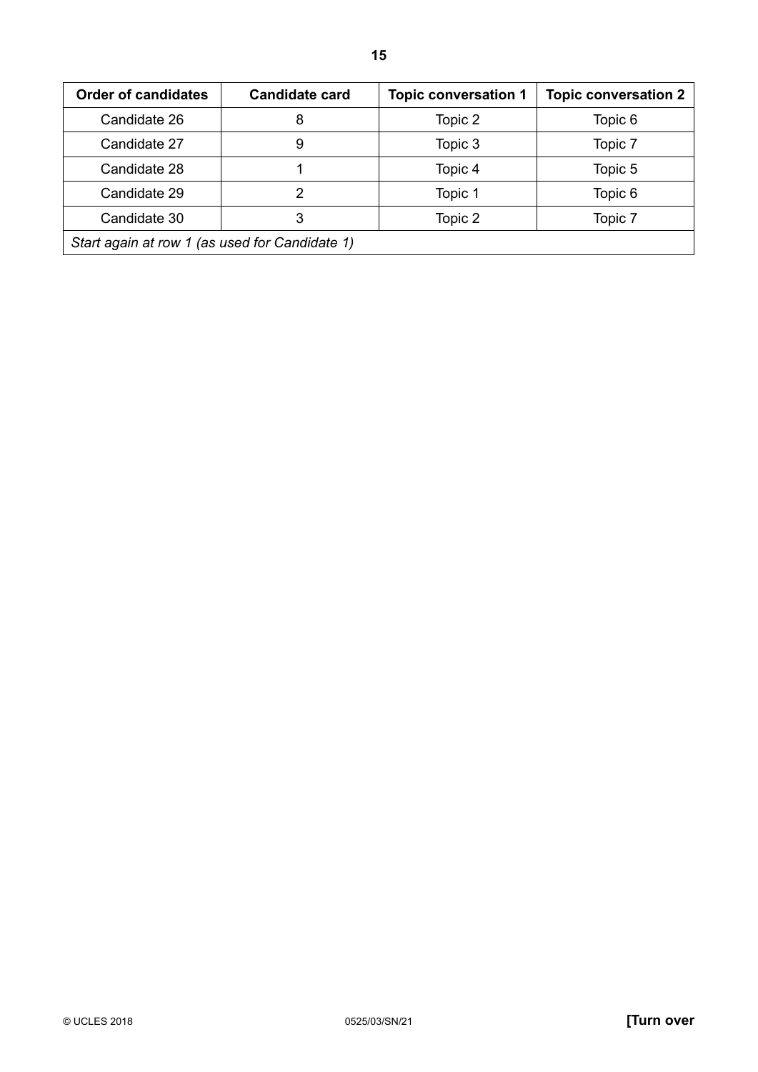| Order of candidates | Candidate card | Topic conversation 1 | Topic conversation 2 |
|---|---|---|---|
| Candidate 26 | 8 | Topic 2 | Topic 6 |
| Candidate 27 | 9 | Topic 3 | Topic 7 |
| Candidate 28 | 1 | Topic 4 | Topic 5 |
| Candidate 29 | 2 | Topic 1 | Topic 6 |
| Candidate 30 | 3 | Topic 2 | Topic 7 |
| *Start again at row 1 (as used for Candidate 1)* | | | |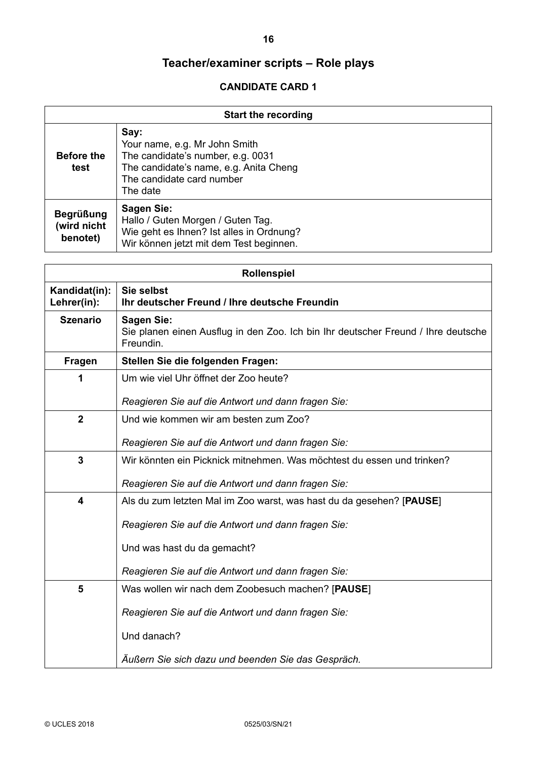# Teacher/examiner scripts – Role plays

## CANDIDATE CARD 1

| Start the recording | |
|---|---|
| **Before the test** | **Say:**<br>Your name, e.g. Mr John Smith<br>The candidate's number, e.g. 0031<br>The candidate's name, e.g. Anita Cheng<br>The candidate card number<br>The date |
| **Begrüßung (wird nicht benotet)** | **Sagen Sie:**<br>Hallo / Guten Morgen / Guten Tag.<br>Wie geht es Ihnen? Ist alles in Ordnung?<br>Wir können jetzt mit dem Test beginnen. |

| Rollenspiel | |
|---|---|
| **Kandidat(in):**<br>**Lehrer(in):** | **Sie selbst**<br>**Ihr deutscher Freund / Ihre deutsche Freundin** |
| **Szenario** | **Sagen Sie:**<br>Sie planen einen Ausflug in den Zoo. Ich bin Ihr deutscher Freund / Ihre deutsche Freundin. |
| **Fragen** | **Stellen Sie die folgenden Fragen:** |
| **1** | Um wie viel Uhr öffnet der Zoo heute?<br><br>*Reagieren Sie auf die Antwort und dann fragen Sie:* |
| **2** | Und wie kommen wir am besten zum Zoo?<br><br>*Reagieren Sie auf die Antwort und dann fragen Sie:* |
| **3** | Wir könnten ein Picknick mitnehmen. Was möchtest du essen und trinken?<br><br>*Reagieren Sie auf die Antwort und dann fragen Sie:* |
| **4** | Als du zum letzten Mal im Zoo warst, was hast du da gesehen? [**PAUSE**]<br><br>*Reagieren Sie auf die Antwort und dann fragen Sie:*<br><br>Und was hast du da gemacht?<br><br>*Reagieren Sie auf die Antwort und dann fragen Sie:* |
| **5** | Was wollen wir nach dem Zoobesuch machen? [**PAUSE**]<br><br>*Reagieren Sie auf die Antwort und dann fragen Sie:*<br><br>Und danach?<br><br>*Äußern Sie sich dazu und beenden Sie das Gespräch.* |

© UCLES 2018 0525/03/SN/21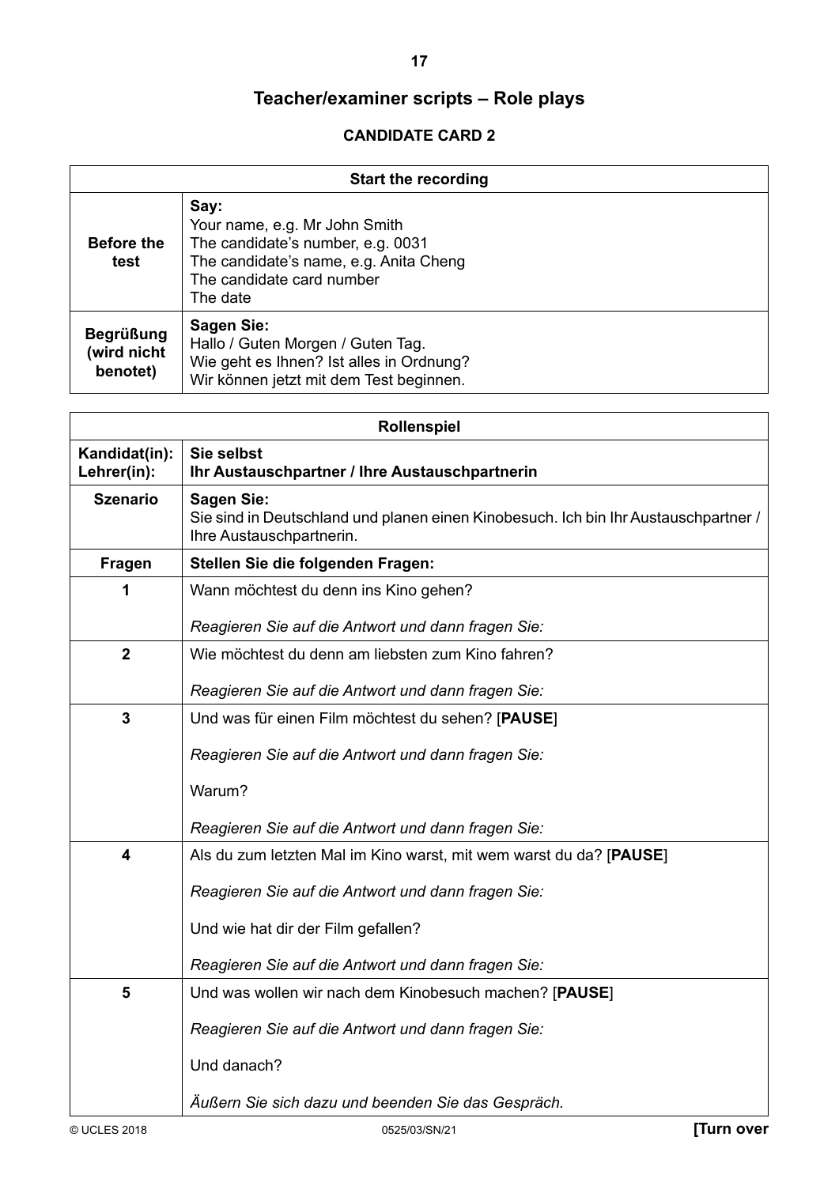# Teacher/examiner scripts – Role plays

## CANDIDATE CARD 2

| Start the recording | |
|---|---|
| **Before the test** | **Say:**<br>Your name, e.g. Mr John Smith<br>The candidate's number, e.g. 0031<br>The candidate's name, e.g. Anita Cheng<br>The candidate card number<br>The date |
| **Begrüßung (wird nicht benotet)** | **Sagen Sie:**<br>Hallo / Guten Morgen / Guten Tag.<br>Wie geht es Ihnen? Ist alles in Ordnung?<br>Wir können jetzt mit dem Test beginnen. |

| Rollenspiel | |
|---|---|
| **Kandidat(in):**<br>**Lehrer(in):** | **Sie selbst**<br>**Ihr Austauschpartner / Ihre Austauschpartnerin** |
| **Szenario** | **Sagen Sie:**<br>Sie sind in Deutschland und planen einen Kinobesuch. Ich bin Ihr Austauschpartner / Ihre Austauschpartnerin. |
| **Fragen** | **Stellen Sie die folgenden Fragen:** |
| **1** | Wann möchtest du denn ins Kino gehen?<br><br>*Reagieren Sie auf die Antwort und dann fragen Sie:* |
| **2** | Wie möchtest du denn am liebsten zum Kino fahren?<br><br>*Reagieren Sie auf die Antwort und dann fragen Sie:* |
| **3** | Und was für einen Film möchtest du sehen? [**PAUSE**]<br><br>*Reagieren Sie auf die Antwort und dann fragen Sie:*<br><br>Warum?<br><br>*Reagieren Sie auf die Antwort und dann fragen Sie:* |
| **4** | Als du zum letzten Mal im Kino warst, mit wem warst du da? [**PAUSE**]<br><br>*Reagieren Sie auf die Antwort und dann fragen Sie:*<br><br>Und wie hat dir der Film gefallen?<br><br>*Reagieren Sie auf die Antwort und dann fragen Sie:* |
| **5** | Und was wollen wir nach dem Kinobesuch machen? [**PAUSE**]<br><br>*Reagieren Sie auf die Antwort und dann fragen Sie:*<br><br>Und danach?<br><br>*Äußern Sie sich dazu und beenden Sie das Gespräch.* |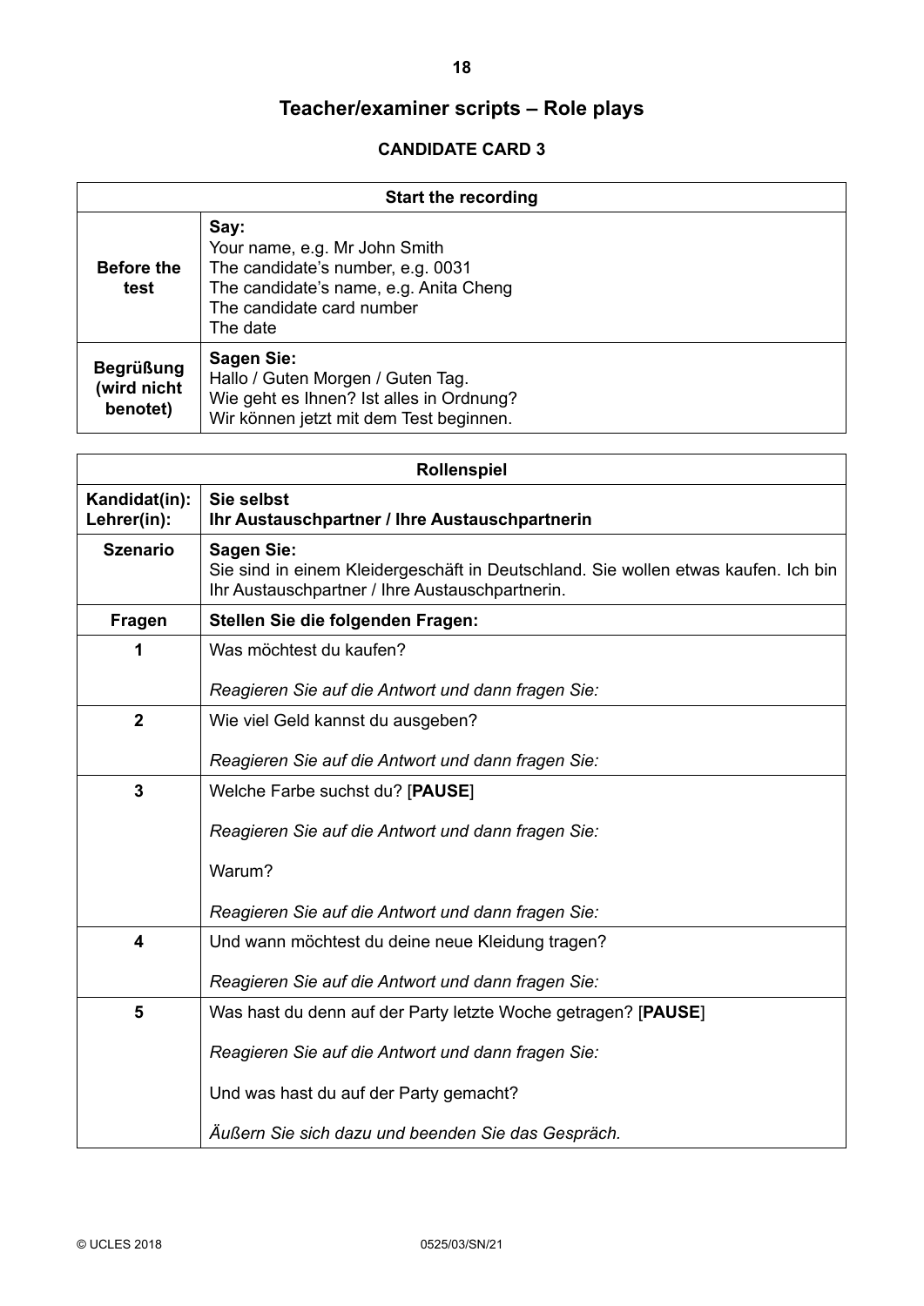# Teacher/examiner scripts – Role plays

## CANDIDATE CARD 3

| Start the recording | |
|---|---|
| **Before the test** | **Say:**<br>Your name, e.g. Mr John Smith<br>The candidate's number, e.g. 0031<br>The candidate's name, e.g. Anita Cheng<br>The candidate card number<br>The date |
| **Begrüßung (wird nicht benotet)** | **Sagen Sie:**<br>Hallo / Guten Morgen / Guten Tag.<br>Wie geht es Ihnen? Ist alles in Ordnung?<br>Wir können jetzt mit dem Test beginnen. |

| Rollenspiel | |
|---|---|
| **Kandidat(in):**<br>**Lehrer(in):** | **Sie selbst**<br>**Ihr Austauschpartner / Ihre Austauschpartnerin** |
| **Szenario** | **Sagen Sie:**<br>Sie sind in einem Kleidergeschäft in Deutschland. Sie wollen etwas kaufen. Ich bin Ihr Austauschpartner / Ihre Austauschpartnerin. |
| **Fragen** | **Stellen Sie die folgenden Fragen:** |
| **1** | Was möchtest du kaufen?<br><br>*Reagieren Sie auf die Antwort und dann fragen Sie:* |
| **2** | Wie viel Geld kannst du ausgeben?<br><br>*Reagieren Sie auf die Antwort und dann fragen Sie:* |
| **3** | Welche Farbe suchst du? [**PAUSE**]<br><br>*Reagieren Sie auf die Antwort und dann fragen Sie:*<br><br>Warum?<br><br>*Reagieren Sie auf die Antwort und dann fragen Sie:* |
| **4** | Und wann möchtest du deine neue Kleidung tragen?<br><br>*Reagieren Sie auf die Antwort und dann fragen Sie:* |
| **5** | Was hast du denn auf der Party letzte Woche getragen? [**PAUSE**]<br><br>*Reagieren Sie auf die Antwort und dann fragen Sie:*<br><br>Und was hast du auf der Party gemacht?<br><br>*Äußern Sie sich dazu und beenden Sie das Gespräch.* |

© UCLES 2018 0525/03/SN/21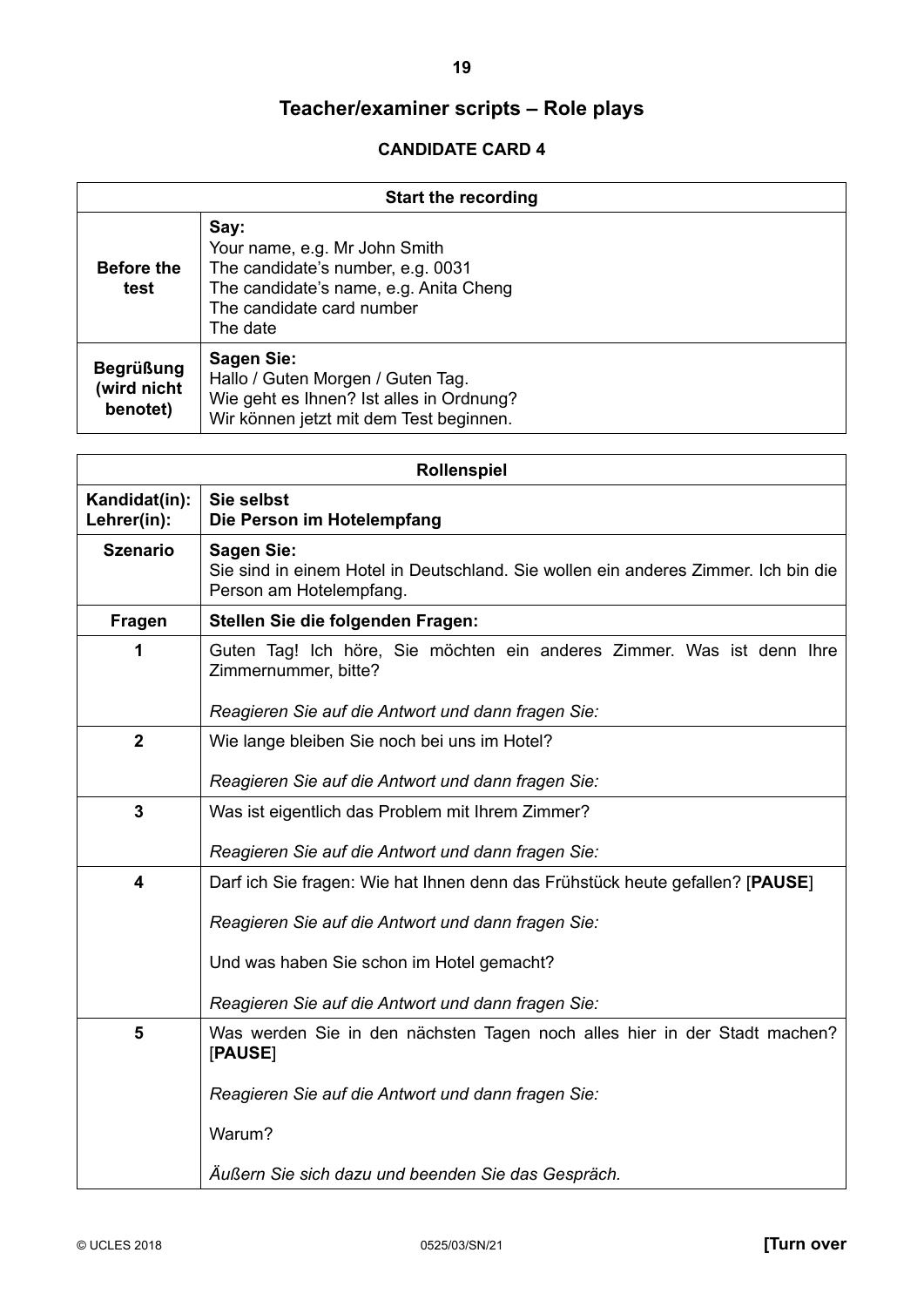## Teacher/examiner scripts – Role plays

### CANDIDATE CARD 4

| Start the recording | |
|---|---|
| **Before the test** | **Say:**<br>Your name, e.g. Mr John Smith<br>The candidate's number, e.g. 0031<br>The candidate's name, e.g. Anita Cheng<br>The candidate card number<br>The date |
| **Begrüßung (wird nicht benotet)** | **Sagen Sie:**<br>Hallo / Guten Morgen / Guten Tag.<br>Wie geht es Ihnen? Ist alles in Ordnung?<br>Wir können jetzt mit dem Test beginnen. |

| Rollenspiel | |
|---|---|
| **Kandidat(in):**<br>**Lehrer(in):** | **Sie selbst**<br>**Die Person im Hotelempfang** |
| **Szenario** | **Sagen Sie:**<br>Sie sind in einem Hotel in Deutschland. Sie wollen ein anderes Zimmer. Ich bin die Person am Hotelempfang. |
| **Fragen** | **Stellen Sie die folgenden Fragen:** |
| **1** | Guten Tag! Ich höre, Sie möchten ein anderes Zimmer. Was ist denn Ihre Zimmernummer, bitte?<br><br>*Reagieren Sie auf die Antwort und dann fragen Sie:* |
| **2** | Wie lange bleiben Sie noch bei uns im Hotel?<br><br>*Reagieren Sie auf die Antwort und dann fragen Sie:* |
| **3** | Was ist eigentlich das Problem mit Ihrem Zimmer?<br><br>*Reagieren Sie auf die Antwort und dann fragen Sie:* |
| **4** | Darf ich Sie fragen: Wie hat Ihnen denn das Frühstück heute gefallen? [**PAUSE**]<br><br>*Reagieren Sie auf die Antwort und dann fragen Sie:*<br><br>Und was haben Sie schon im Hotel gemacht?<br><br>*Reagieren Sie auf die Antwort und dann fragen Sie:* |
| **5** | Was werden Sie in den nächsten Tagen noch alles hier in der Stadt machen? [**PAUSE**]<br><br>*Reagieren Sie auf die Antwort und dann fragen Sie:*<br><br>Warum?<br><br>*Äußern Sie sich dazu und beenden Sie das Gespräch.* |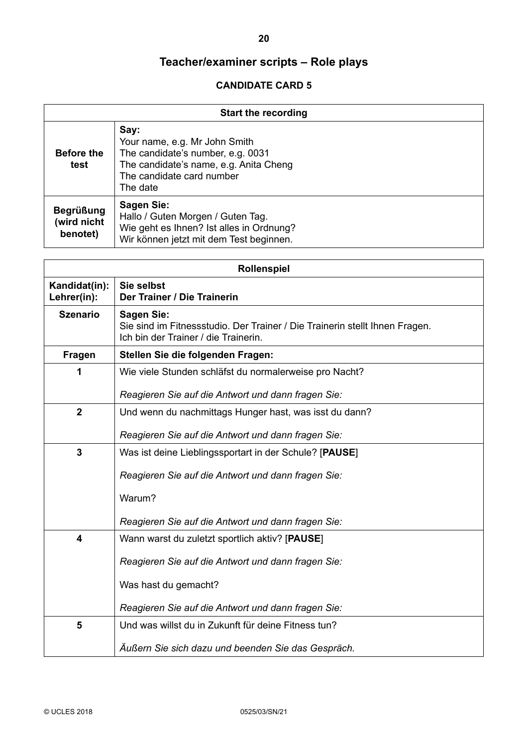# Teacher/examiner scripts – Role plays

## CANDIDATE CARD 5

| Start the recording | |
|---|---|
| **Before the test** | **Say:**<br>Your name, e.g. Mr John Smith<br>The candidate's number, e.g. 0031<br>The candidate's name, e.g. Anita Cheng<br>The candidate card number<br>The date |
| **Begrüßung (wird nicht benotet)** | **Sagen Sie:**<br>Hallo / Guten Morgen / Guten Tag.<br>Wie geht es Ihnen? Ist alles in Ordnung?<br>Wir können jetzt mit dem Test beginnen. |

| Rollenspiel | |
|---|---|
| **Kandidat(in):**<br>**Lehrer(in):** | **Sie selbst**<br>**Der Trainer / Die Trainerin** |
| **Szenario** | **Sagen Sie:**<br>Sie sind im Fitnessstudio. Der Trainer / Die Trainerin stellt Ihnen Fragen.<br>Ich bin der Trainer / die Trainerin. |
| **Fragen** | **Stellen Sie die folgenden Fragen:** |
| **1** | Wie viele Stunden schläfst du normalerweise pro Nacht?<br><br>*Reagieren Sie auf die Antwort und dann fragen Sie:* |
| **2** | Und wenn du nachmittags Hunger hast, was isst du dann?<br><br>*Reagieren Sie auf die Antwort und dann fragen Sie:* |
| **3** | Was ist deine Lieblingssportart in der Schule? [**PAUSE**]<br><br>*Reagieren Sie auf die Antwort und dann fragen Sie:*<br><br>Warum?<br><br>*Reagieren Sie auf die Antwort und dann fragen Sie:* |
| **4** | Wann warst du zuletzt sportlich aktiv? [**PAUSE**]<br><br>*Reagieren Sie auf die Antwort und dann fragen Sie:*<br><br>Was hast du gemacht?<br><br>*Reagieren Sie auf die Antwort und dann fragen Sie:* |
| **5** | Und was willst du in Zukunft für deine Fitness tun?<br><br>*Äußern Sie sich dazu und beenden Sie das Gespräch.* |

© UCLES 2018 0525/03/SN/21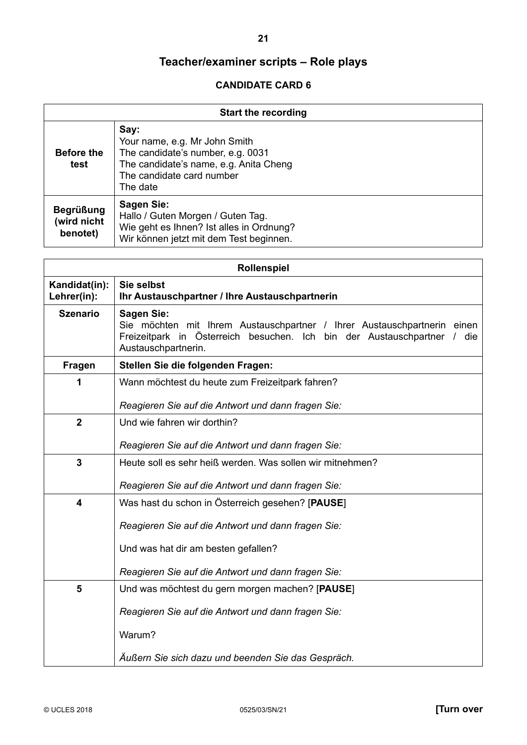# Teacher/examiner scripts – Role plays

## CANDIDATE CARD 6

| Start the recording | |
|---|---|
| **Before the test** | **Say:**<br>Your name, e.g. Mr John Smith<br>The candidate's number, e.g. 0031<br>The candidate's name, e.g. Anita Cheng<br>The candidate card number<br>The date |
| **Begrüßung (wird nicht benotet)** | **Sagen Sie:**<br>Hallo / Guten Morgen / Guten Tag.<br>Wie geht es Ihnen? Ist alles in Ordnung?<br>Wir können jetzt mit dem Test beginnen. |

| Rollenspiel | |
|---|---|
| **Kandidat(in):**<br>**Lehrer(in):** | **Sie selbst**<br>**Ihr Austauschpartner / Ihre Austauschpartnerin** |
| **Szenario** | **Sagen Sie:**<br>Sie möchten mit Ihrem Austauschpartner / Ihrer Austauschpartnerin einen Freizeitpark in Österreich besuchen. Ich bin der Austauschpartner / die Austauschpartnerin. |
| **Fragen** | **Stellen Sie die folgenden Fragen:** |
| **1** | Wann möchtest du heute zum Freizeitpark fahren?<br><br>*Reagieren Sie auf die Antwort und dann fragen Sie:* |
| **2** | Und wie fahren wir dorthin?<br><br>*Reagieren Sie auf die Antwort und dann fragen Sie:* |
| **3** | Heute soll es sehr heiß werden. Was sollen wir mitnehmen?<br><br>*Reagieren Sie auf die Antwort und dann fragen Sie:* |
| **4** | Was hast du schon in Österreich gesehen? [**PAUSE**]<br><br>*Reagieren Sie auf die Antwort und dann fragen Sie:*<br><br>Und was hat dir am besten gefallen?<br><br>*Reagieren Sie auf die Antwort und dann fragen Sie:* |
| **5** | Und was möchtest du gern morgen machen? [**PAUSE**]<br><br>*Reagieren Sie auf die Antwort und dann fragen Sie:*<br><br>Warum?<br><br>*Äußern Sie sich dazu und beenden Sie das Gespräch.* |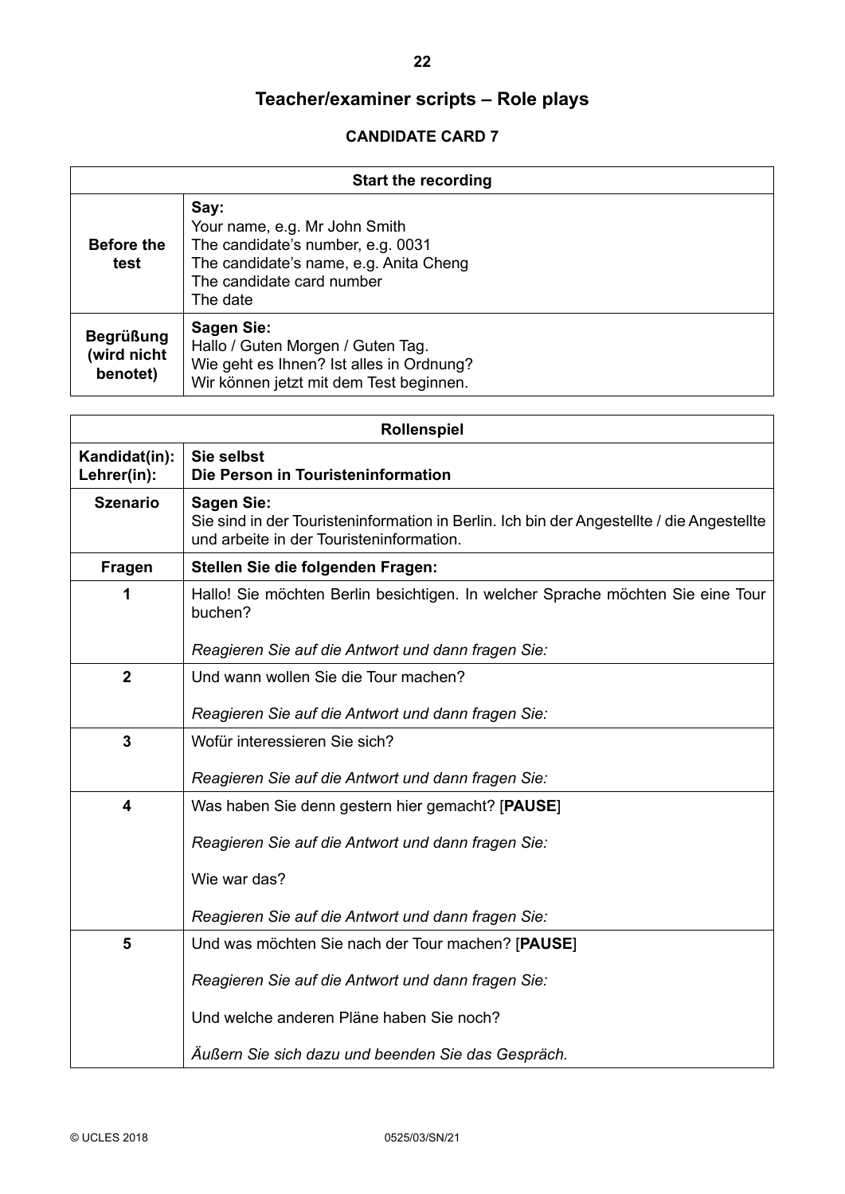# Teacher/examiner scripts – Role plays

## CANDIDATE CARD 7

| Start the recording | |
|---|---|
| **Before the test** | **Say:**<br>Your name, e.g. Mr John Smith<br>The candidate's number, e.g. 0031<br>The candidate's name, e.g. Anita Cheng<br>The candidate card number<br>The date |
| **Begrüßung (wird nicht benotet)** | **Sagen Sie:**<br>Hallo / Guten Morgen / Guten Tag.<br>Wie geht es Ihnen? Ist alles in Ordnung?<br>Wir können jetzt mit dem Test beginnen. |

| Rollenspiel | |
|---|---|
| **Kandidat(in):**<br>**Lehrer(in):** | **Sie selbst**<br>**Die Person in Touristeninformation** |
| **Szenario** | **Sagen Sie:**<br>Sie sind in der Touristeninformation in Berlin. Ich bin der Angestellte / die Angestellte und arbeite in der Touristeninformation. |
| **Fragen** | **Stellen Sie die folgenden Fragen:** |
| **1** | Hallo! Sie möchten Berlin besichtigen. In welcher Sprache möchten Sie eine Tour buchen?<br><br>*Reagieren Sie auf die Antwort und dann fragen Sie:* |
| **2** | Und wann wollen Sie die Tour machen?<br><br>*Reagieren Sie auf die Antwort und dann fragen Sie:* |
| **3** | Wofür interessieren Sie sich?<br><br>*Reagieren Sie auf die Antwort und dann fragen Sie:* |
| **4** | Was haben Sie denn gestern hier gemacht? [**PAUSE**]<br><br>*Reagieren Sie auf die Antwort und dann fragen Sie:*<br><br>Wie war das?<br><br>*Reagieren Sie auf die Antwort und dann fragen Sie:* |
| **5** | Und was möchten Sie nach der Tour machen? [**PAUSE**]<br><br>*Reagieren Sie auf die Antwort und dann fragen Sie:*<br><br>Und welche anderen Pläne haben Sie noch?<br><br>*Äußern Sie sich dazu und beenden Sie das Gespräch.* |

© UCLES 2018 0525/03/SN/21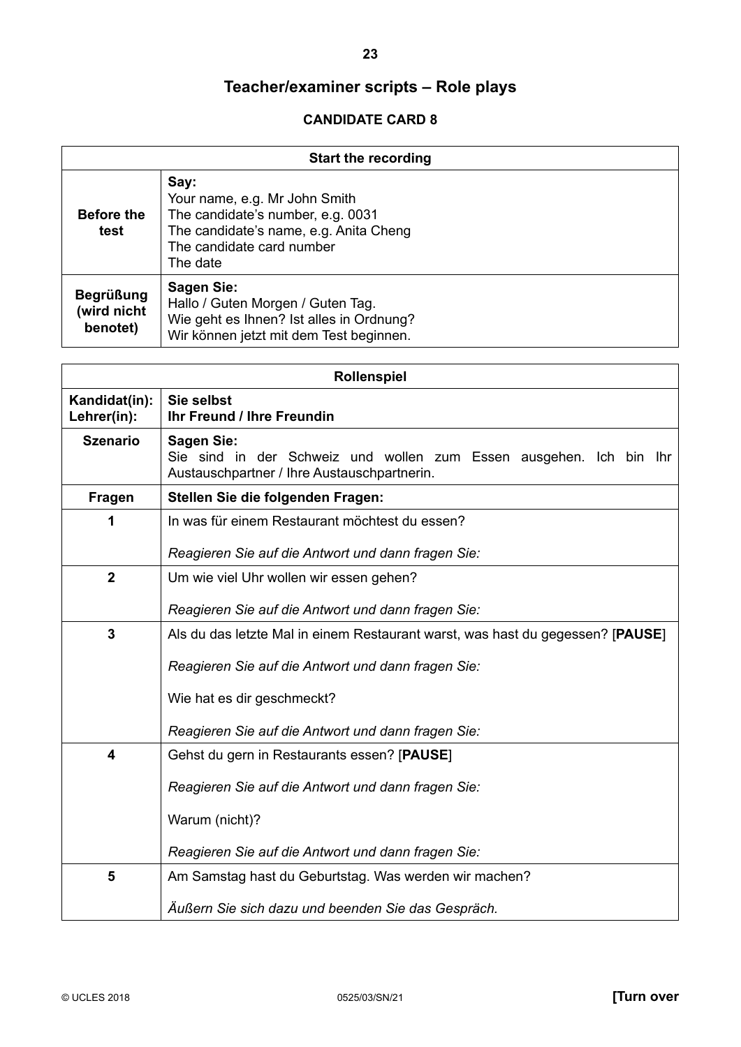# Teacher/examiner scripts – Role plays

## CANDIDATE CARD 8

| Start the recording | |
|---|---|
| **Before the test** | **Say:**<br>Your name, e.g. Mr John Smith<br>The candidate's number, e.g. 0031<br>The candidate's name, e.g. Anita Cheng<br>The candidate card number<br>The date |
| **Begrüßung (wird nicht benotet)** | **Sagen Sie:**<br>Hallo / Guten Morgen / Guten Tag.<br>Wie geht es Ihnen? Ist alles in Ordnung?<br>Wir können jetzt mit dem Test beginnen. |

| Rollenspiel | |
|---|---|
| **Kandidat(in):**<br>**Lehrer(in):** | **Sie selbst**<br>**Ihr Freund / Ihre Freundin** |
| **Szenario** | **Sagen Sie:**<br>Sie sind in der Schweiz und wollen zum Essen ausgehen. Ich bin Ihr Austauschpartner / Ihre Austauschpartnerin. |
| **Fragen** | **Stellen Sie die folgenden Fragen:** |
| **1** | In was für einem Restaurant möchtest du essen?<br><br>*Reagieren Sie auf die Antwort und dann fragen Sie:* |
| **2** | Um wie viel Uhr wollen wir essen gehen?<br><br>*Reagieren Sie auf die Antwort und dann fragen Sie:* |
| **3** | Als du das letzte Mal in einem Restaurant warst, was hast du gegessen? [**PAUSE**]<br><br>*Reagieren Sie auf die Antwort und dann fragen Sie:*<br><br>Wie hat es dir geschmeckt?<br><br>*Reagieren Sie auf die Antwort und dann fragen Sie:* |
| **4** | Gehst du gern in Restaurants essen? [**PAUSE**]<br><br>*Reagieren Sie auf die Antwort und dann fragen Sie:*<br><br>Warum (nicht)?<br><br>*Reagieren Sie auf die Antwort und dann fragen Sie:* |
| **5** | Am Samstag hast du Geburtstag. Was werden wir machen?<br><br>*Äußern Sie sich dazu und beenden Sie das Gespräch.* |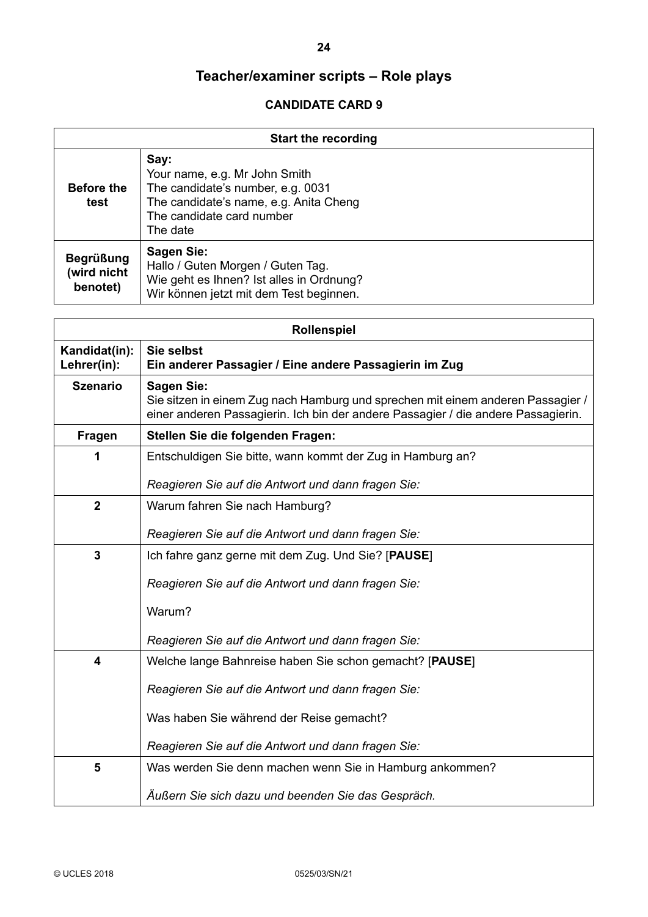# Teacher/examiner scripts – Role plays

## CANDIDATE CARD 9

| Start the recording | |
|---|---|
| **Before the test** | **Say:**<br>Your name, e.g. Mr John Smith<br>The candidate's number, e.g. 0031<br>The candidate's name, e.g. Anita Cheng<br>The candidate card number<br>The date |
| **Begrüßung (wird nicht benotet)** | **Sagen Sie:**<br>Hallo / Guten Morgen / Guten Tag.<br>Wie geht es Ihnen? Ist alles in Ordnung?<br>Wir können jetzt mit dem Test beginnen. |

| Rollenspiel | |
|---|---|
| **Kandidat(in):**<br>**Lehrer(in):** | **Sie selbst**<br>**Ein anderer Passagier / Eine andere Passagierin im Zug** |
| **Szenario** | **Sagen Sie:**<br>Sie sitzen in einem Zug nach Hamburg und sprechen mit einem anderen Passagier / einer anderen Passagierin. Ich bin der andere Passagier / die andere Passagierin. |
| **Fragen** | **Stellen Sie die folgenden Fragen:** |
| **1** | Entschuldigen Sie bitte, wann kommt der Zug in Hamburg an?<br><br>*Reagieren Sie auf die Antwort und dann fragen Sie:* |
| **2** | Warum fahren Sie nach Hamburg?<br><br>*Reagieren Sie auf die Antwort und dann fragen Sie:* |
| **3** | Ich fahre ganz gerne mit dem Zug. Und Sie? [**PAUSE**]<br><br>*Reagieren Sie auf die Antwort und dann fragen Sie:*<br><br>Warum?<br><br>*Reagieren Sie auf die Antwort und dann fragen Sie:* |
| **4** | Welche lange Bahnreise haben Sie schon gemacht? [**PAUSE**]<br><br>*Reagieren Sie auf die Antwort und dann fragen Sie:*<br><br>Was haben Sie während der Reise gemacht?<br><br>*Reagieren Sie auf die Antwort und dann fragen Sie:* |
| **5** | Was werden Sie denn machen wenn Sie in Hamburg ankommen?<br><br>*Äußern Sie sich dazu und beenden Sie das Gespräch.* |

© UCLES 2018 0525/03/SN/21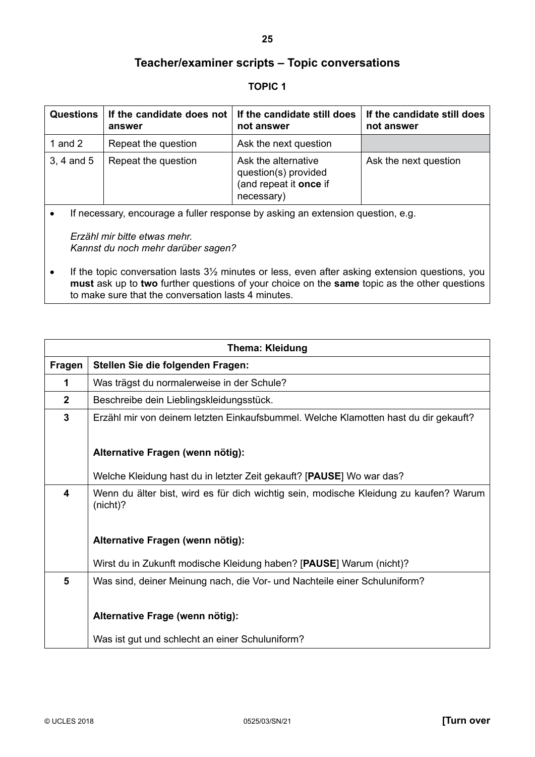# Teacher/examiner scripts – Topic conversations

## TOPIC 1

| Questions | If the candidate does not answer | If the candidate still does not answer | If the candidate still does not answer |
|---|---|---|---|
| 1 and 2 | Repeat the question | Ask the next question | |
| 3, 4 and 5 | Repeat the question | Ask the alternative question(s) provided (and repeat it **once** if necessary) | Ask the next question |

- If necessary, encourage a fuller response by asking an extension question, e.g.

  *Erzähl mir bitte etwas mehr.*
  *Kannst du noch mehr darüber sagen?*

- If the topic conversation lasts 3½ minutes or less, even after asking extension questions, you **must** ask up to **two** further questions of your choice on the **same** topic as the other questions to make sure that the conversation lasts 4 minutes.

| Thema: Kleidung | |
|---|---|
| **Fragen** | **Stellen Sie die folgenden Fragen:** |
| **1** | Was trägst du normalerweise in der Schule? |
| **2** | Beschreibe dein Lieblingskleidungsstück. |
| **3** | Erzähl mir von deinem letzten Einkaufsbummel. Welche Klamotten hast du dir gekauft?<br><br>**Alternative Fragen (wenn nötig):**<br><br>Welche Kleidung hast du in letzter Zeit gekauft? [**PAUSE**] Wo war das? |
| **4** | Wenn du älter bist, wird es für dich wichtig sein, modische Kleidung zu kaufen? Warum (nicht)?<br><br>**Alternative Fragen (wenn nötig):**<br><br>Wirst du in Zukunft modische Kleidung haben? [**PAUSE**] Warum (nicht)? |
| **5** | Was sind, deiner Meinung nach, die Vor- und Nachteile einer Schuluniform?<br><br>**Alternative Frage (wenn nötig):**<br><br>Was ist gut und schlecht an einer Schuluniform? |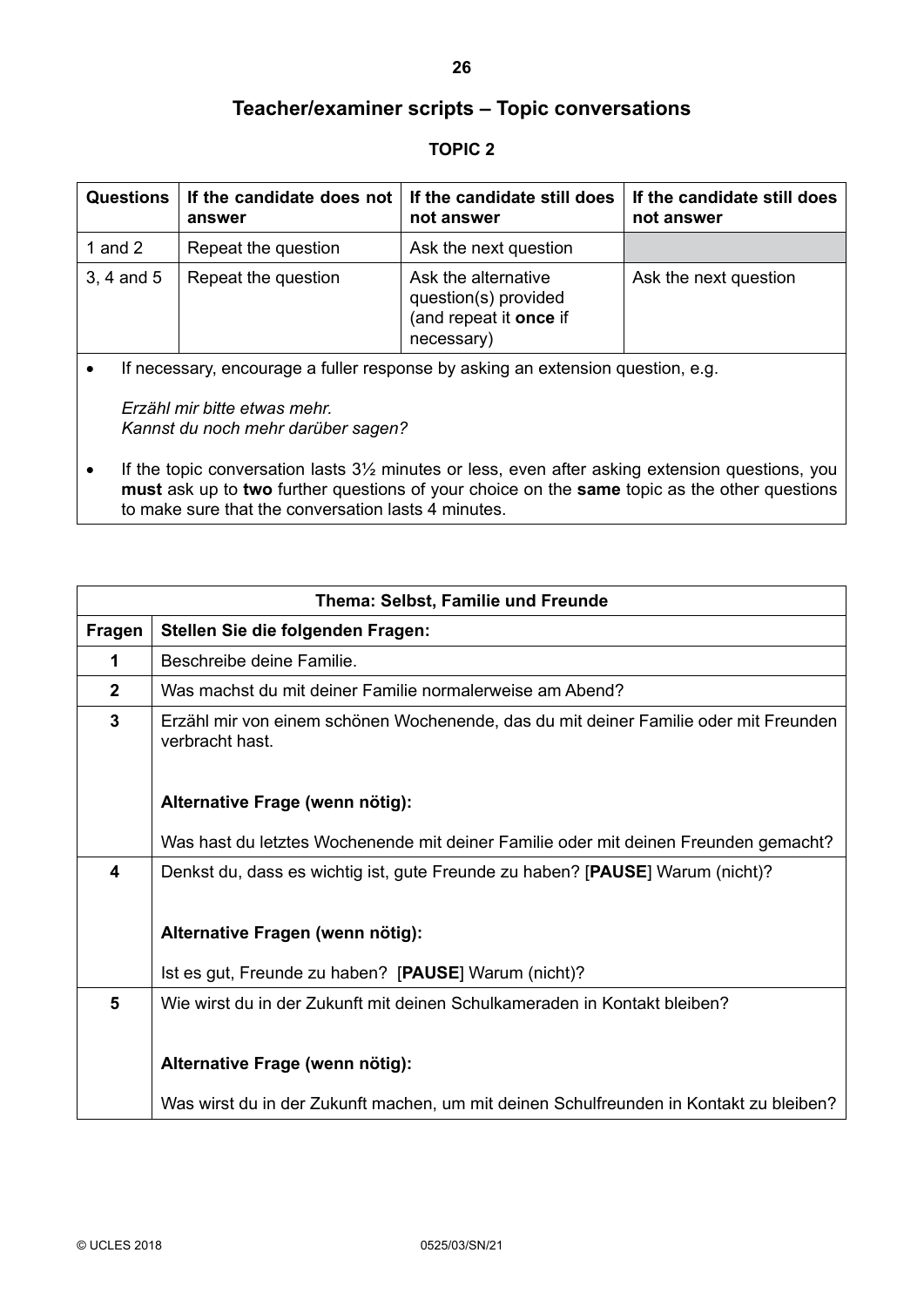# Teacher/examiner scripts – Topic conversations

## TOPIC 2

| Questions | If the candidate does not answer | If the candidate still does not answer | If the candidate still does not answer |
|---|---|---|---|
| 1 and 2 | Repeat the question | Ask the next question | |
| 3, 4 and 5 | Repeat the question | Ask the alternative question(s) provided (and repeat it **once** if necessary) | Ask the next question |

- If necessary, encourage a fuller response by asking an extension question, e.g.

  *Erzähl mir bitte etwas mehr.*
  *Kannst du noch mehr darüber sagen?*

- If the topic conversation lasts 3½ minutes or less, even after asking extension questions, you **must** ask up to **two** further questions of your choice on the **same** topic as the other questions to make sure that the conversation lasts 4 minutes.

| **Thema: Selbst, Familie und Freunde** | |
|---|---|
| **Fragen** | **Stellen Sie die folgenden Fragen:** |
| **1** | Beschreibe deine Familie. |
| **2** | Was machst du mit deiner Familie normalerweise am Abend? |
| **3** | Erzähl mir von einem schönen Wochenende, das du mit deiner Familie oder mit Freunden verbracht hast.<br><br>**Alternative Frage (wenn nötig):**<br><br>Was hast du letztes Wochenende mit deiner Familie oder mit deinen Freunden gemacht? |
| **4** | Denkst du, dass es wichtig ist, gute Freunde zu haben? [**PAUSE**] Warum (nicht)?<br><br>**Alternative Fragen (wenn nötig):**<br><br>Ist es gut, Freunde zu haben? [**PAUSE**] Warum (nicht)? |
| **5** | Wie wirst du in der Zukunft mit deinen Schulkameraden in Kontakt bleiben?<br><br>**Alternative Frage (wenn nötig):**<br><br>Was wirst du in der Zukunft machen, um mit deinen Schulfreunden in Kontakt zu bleiben? |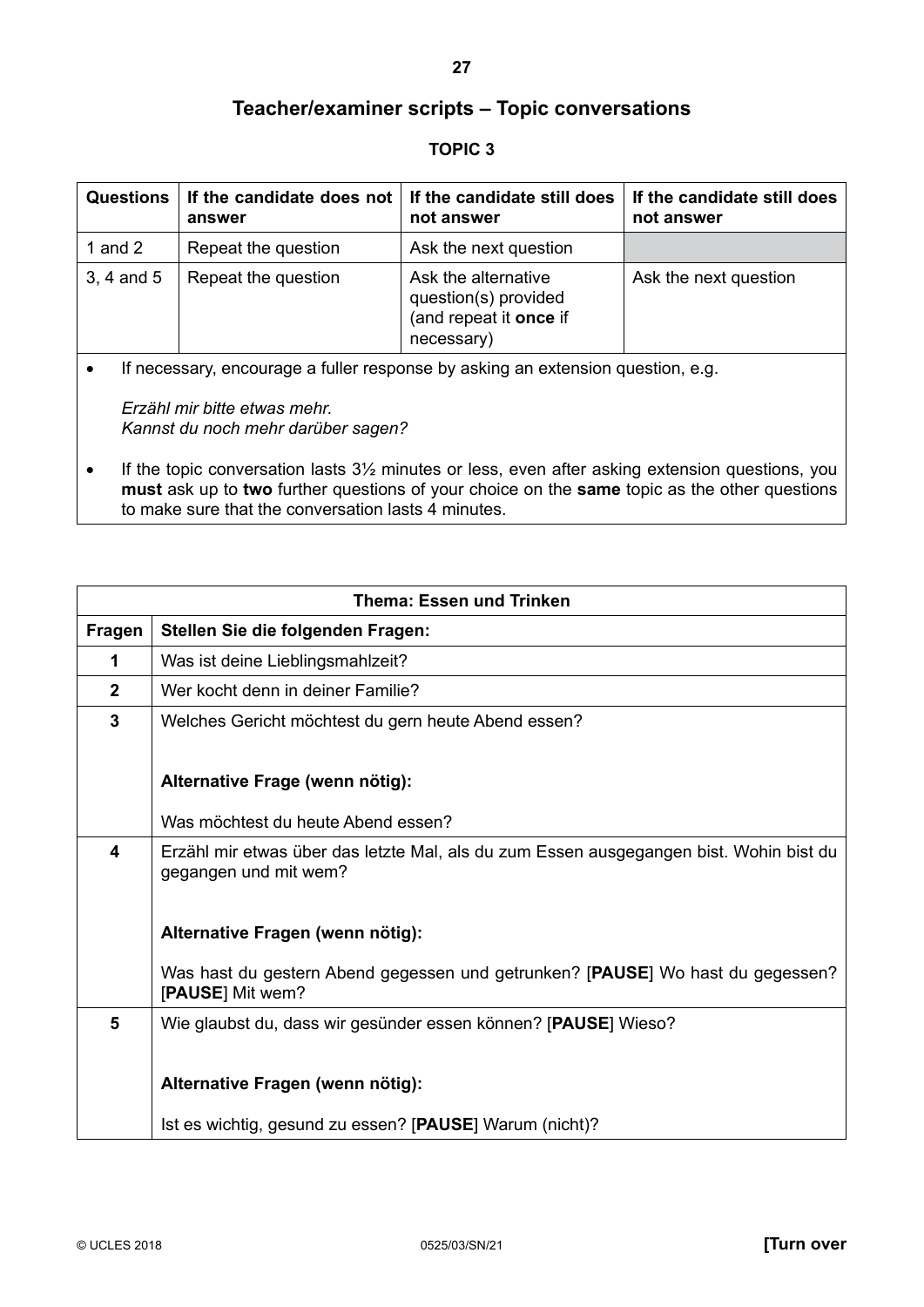# Teacher/examiner scripts – Topic conversations

## TOPIC 3

| Questions | If the candidate does not answer | If the candidate still does not answer | If the candidate still does not answer |
|---|---|---|---|
| 1 and 2 | Repeat the question | Ask the next question | |
| 3, 4 and 5 | Repeat the question | Ask the alternative question(s) provided (and repeat it **once** if necessary) | Ask the next question |

- If necessary, encourage a fuller response by asking an extension question, e.g.

  *Erzähl mir bitte etwas mehr.*
  *Kannst du noch mehr darüber sagen?*

- If the topic conversation lasts 3½ minutes or less, even after asking extension questions, you **must** ask up to **two** further questions of your choice on the **same** topic as the other questions to make sure that the conversation lasts 4 minutes.

| **Thema: Essen und Trinken** | |
|---|---|
| **Fragen** | **Stellen Sie die folgenden Fragen:** |
| **1** | Was ist deine Lieblingsmahlzeit? |
| **2** | Wer kocht denn in deiner Familie? |
| **3** | Welches Gericht möchtest du gern heute Abend essen?<br><br>**Alternative Frage (wenn nötig):**<br><br>Was möchtest du heute Abend essen? |
| **4** | Erzähl mir etwas über das letzte Mal, als du zum Essen ausgegangen bist. Wohin bist du gegangen und mit wem?<br><br>**Alternative Fragen (wenn nötig):**<br><br>Was hast du gestern Abend gegessen und getrunken? [**PAUSE**] Wo hast du gegessen? [**PAUSE**] Mit wem? |
| **5** | Wie glaubst du, dass wir gesünder essen können? [**PAUSE**] Wieso?<br><br>**Alternative Fragen (wenn nötig):**<br><br>Ist es wichtig, gesund zu essen? [**PAUSE**] Warum (nicht)? |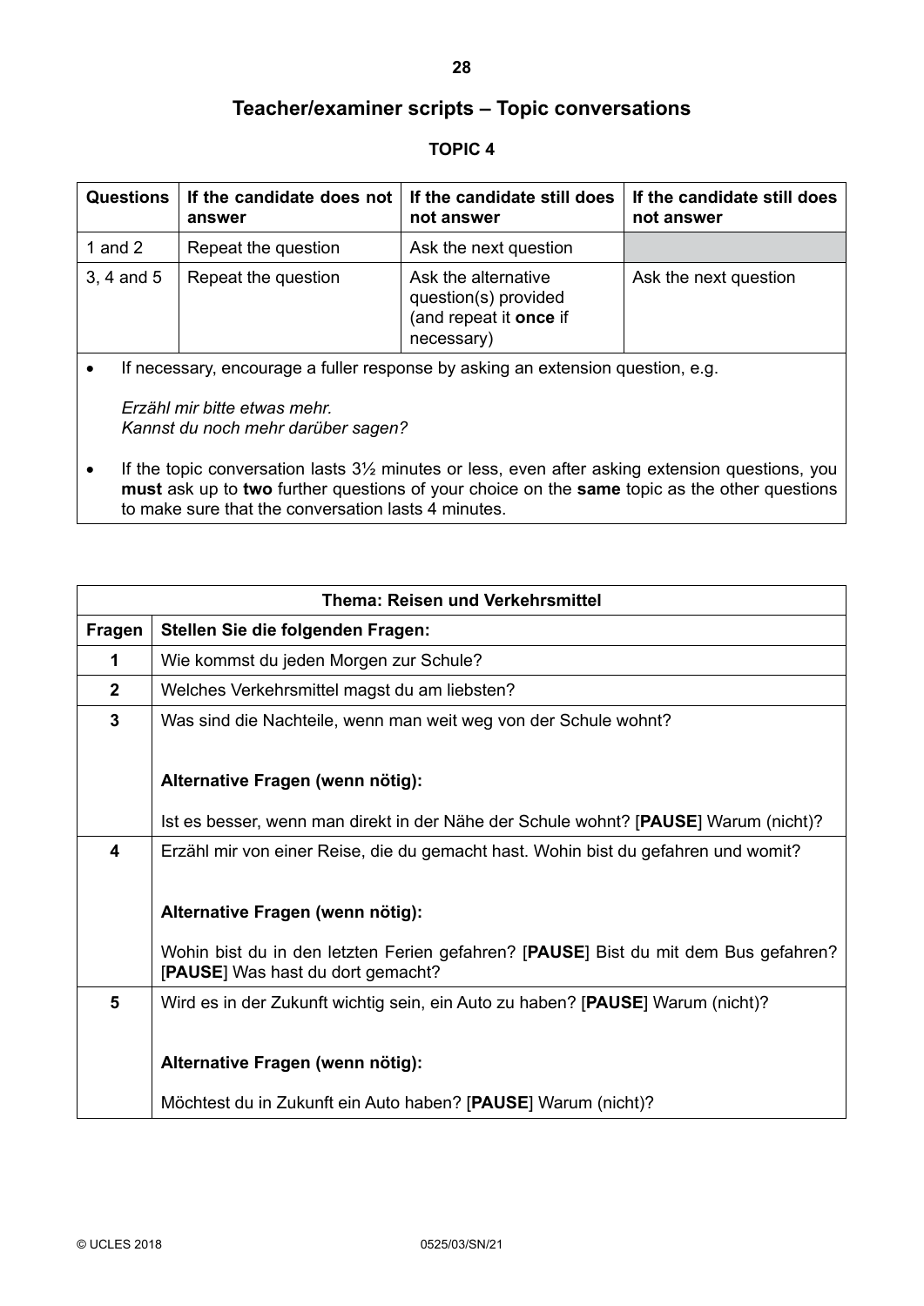# Teacher/examiner scripts – Topic conversations

## TOPIC 4

| Questions | If the candidate does not answer | If the candidate still does not answer | If the candidate still does not answer |
|---|---|---|---|
| 1 and 2 | Repeat the question | Ask the next question | |
| 3, 4 and 5 | Repeat the question | Ask the alternative question(s) provided (and repeat it **once** if necessary) | Ask the next question |

- If necessary, encourage a fuller response by asking an extension question, e.g.

  *Erzähl mir bitte etwas mehr.*
  *Kannst du noch mehr darüber sagen?*

- If the topic conversation lasts 3½ minutes or less, even after asking extension questions, you **must** ask up to **two** further questions of your choice on the **same** topic as the other questions to make sure that the conversation lasts 4 minutes.

| **Thema: Reisen und Verkehrsmittel** | |
|---|---|
| **Fragen** | **Stellen Sie die folgenden Fragen:** |
| **1** | Wie kommst du jeden Morgen zur Schule? |
| **2** | Welches Verkehrsmittel magst du am liebsten? |
| **3** | Was sind die Nachteile, wenn man weit weg von der Schule wohnt?<br><br>**Alternative Fragen (wenn nötig):**<br><br>Ist es besser, wenn man direkt in der Nähe der Schule wohnt? [**PAUSE**] Warum (nicht)? |
| **4** | Erzähl mir von einer Reise, die du gemacht hast. Wohin bist du gefahren und womit?<br><br>**Alternative Fragen (wenn nötig):**<br><br>Wohin bist du in den letzten Ferien gefahren? [**PAUSE**] Bist du mit dem Bus gefahren? [**PAUSE**] Was hast du dort gemacht? |
| **5** | Wird es in der Zukunft wichtig sein, ein Auto zu haben? [**PAUSE**] Warum (nicht)?<br><br>**Alternative Fragen (wenn nötig):**<br><br>Möchtest du in Zukunft ein Auto haben? [**PAUSE**] Warum (nicht)? |

© UCLES 2018 0525/03/SN/21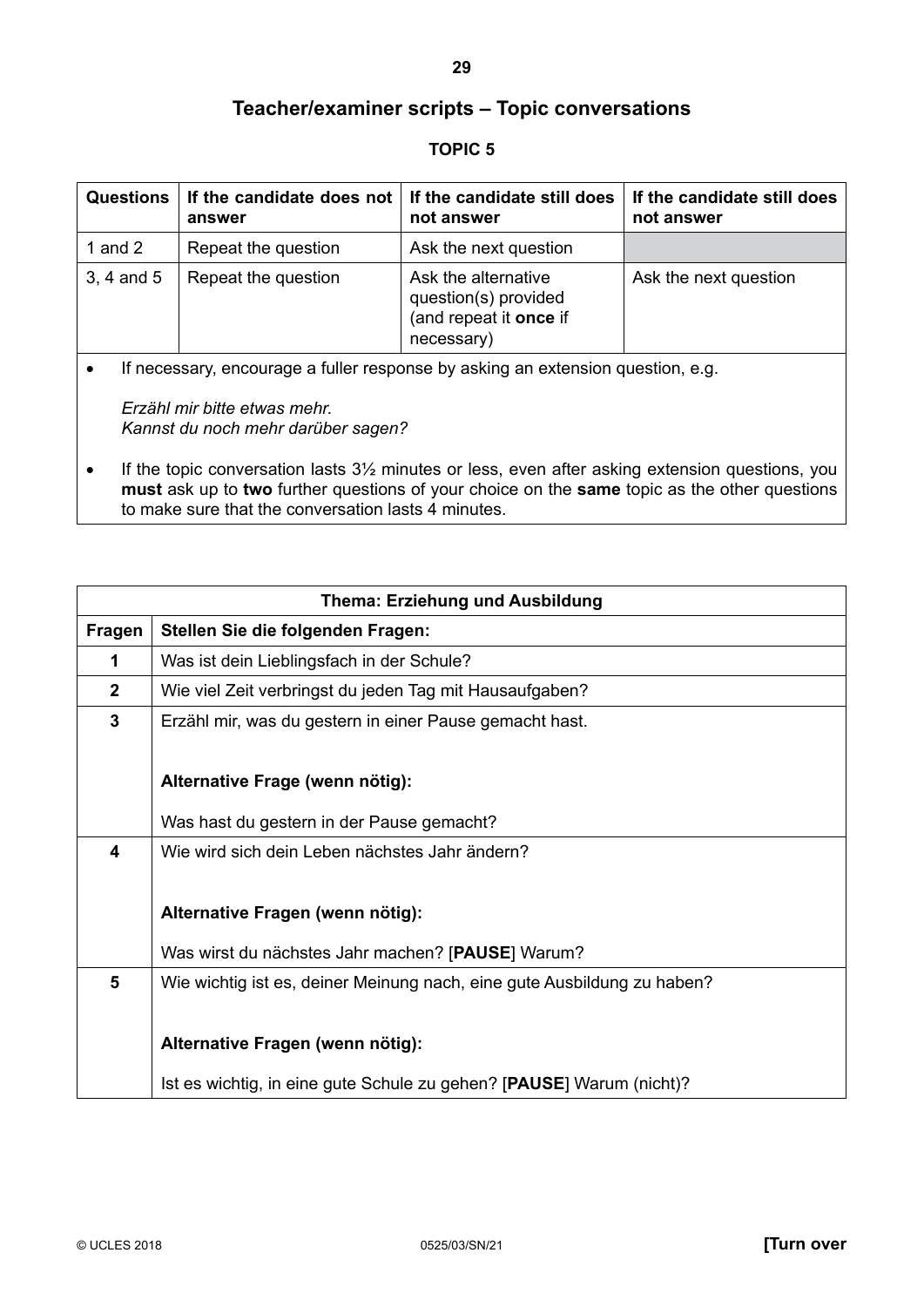# Teacher/examiner scripts – Topic conversations

## TOPIC 5

| Questions | If the candidate does not answer | If the candidate still does not answer | If the candidate still does not answer |
|---|---|---|---|
| 1 and 2 | Repeat the question | Ask the next question | |
| 3, 4 and 5 | Repeat the question | Ask the alternative question(s) provided (and repeat it **once** if necessary) | Ask the next question |

- If necessary, encourage a fuller response by asking an extension question, e.g.

  *Erzähl mir bitte etwas mehr.*
  *Kannst du noch mehr darüber sagen?*

- If the topic conversation lasts 3½ minutes or less, even after asking extension questions, you **must** ask up to **two** further questions of your choice on the **same** topic as the other questions to make sure that the conversation lasts 4 minutes.

| **Thema: Erziehung und Ausbildung** | |
|---|---|
| **Fragen** | **Stellen Sie die folgenden Fragen:** |
| **1** | Was ist dein Lieblingsfach in der Schule? |
| **2** | Wie viel Zeit verbringst du jeden Tag mit Hausaufgaben? |
| **3** | Erzähl mir, was du gestern in einer Pause gemacht hast.<br><br>**Alternative Frage (wenn nötig):**<br><br>Was hast du gestern in der Pause gemacht? |
| **4** | Wie wird sich dein Leben nächstes Jahr ändern?<br><br>**Alternative Fragen (wenn nötig):**<br><br>Was wirst du nächstes Jahr machen? [**PAUSE**] Warum? |
| **5** | Wie wichtig ist es, deiner Meinung nach, eine gute Ausbildung zu haben?<br><br>**Alternative Fragen (wenn nötig):**<br><br>Ist es wichtig, in eine gute Schule zu gehen? [**PAUSE**] Warum (nicht)? |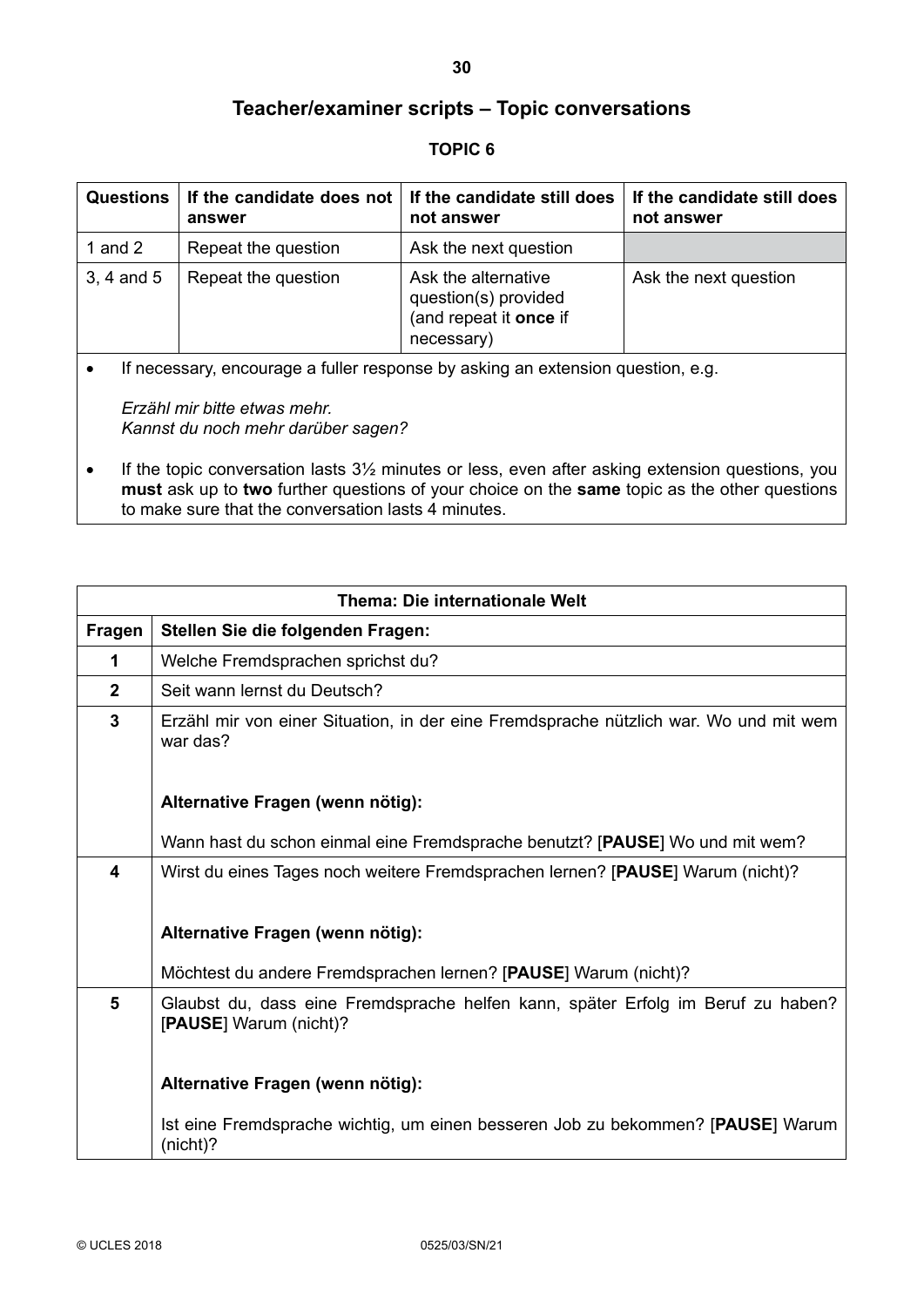# Teacher/examiner scripts – Topic conversations

## TOPIC 6

| Questions | If the candidate does not answer | If the candidate still does not answer | If the candidate still does not answer |
|---|---|---|---|
| 1 and 2 | Repeat the question | Ask the next question | |
| 3, 4 and 5 | Repeat the question | Ask the alternative question(s) provided (and repeat it **once** if necessary) | Ask the next question |

- If necessary, encourage a fuller response by asking an extension question, e.g.

  *Erzähl mir bitte etwas mehr.*
  *Kannst du noch mehr darüber sagen?*

- If the topic conversation lasts 3½ minutes or less, even after asking extension questions, you **must** ask up to **two** further questions of your choice on the **same** topic as the other questions to make sure that the conversation lasts 4 minutes.

| Thema: Die internationale Welt | |
|---|---|
| **Fragen** | **Stellen Sie die folgenden Fragen:** |
| **1** | Welche Fremdsprachen sprichst du? |
| **2** | Seit wann lernst du Deutsch? |
| **3** | Erzähl mir von einer Situation, in der eine Fremdsprache nützlich war. Wo und mit wem war das?<br><br>**Alternative Fragen (wenn nötig):**<br><br>Wann hast du schon einmal eine Fremdsprache benutzt? [**PAUSE**] Wo und mit wem? |
| **4** | Wirst du eines Tages noch weitere Fremdsprachen lernen? [**PAUSE**] Warum (nicht)?<br><br>**Alternative Fragen (wenn nötig):**<br><br>Möchtest du andere Fremdsprachen lernen? [**PAUSE**] Warum (nicht)? |
| **5** | Glaubst du, dass eine Fremdsprache helfen kann, später Erfolg im Beruf zu haben? [**PAUSE**] Warum (nicht)?<br><br>**Alternative Fragen (wenn nötig):**<br><br>Ist eine Fremdsprache wichtig, um einen besseren Job zu bekommen? [**PAUSE**] Warum (nicht)? |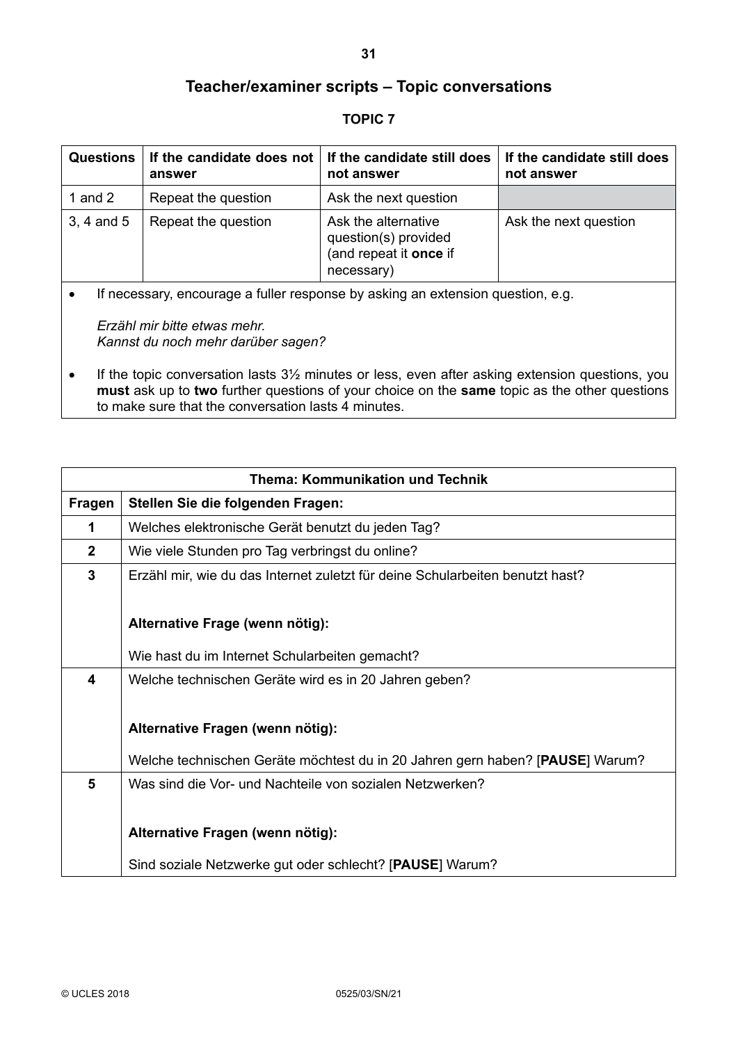# Teacher/examiner scripts – Topic conversations

## TOPIC 7

| Questions | If the candidate does not answer | If the candidate still does not answer | If the candidate still does not answer |
|---|---|---|---|
| 1 and 2 | Repeat the question | Ask the next question | |
| 3, 4 and 5 | Repeat the question | Ask the alternative question(s) provided (and repeat it **once** if necessary) | Ask the next question |

- If necessary, encourage a fuller response by asking an extension question, e.g.

  *Erzähl mir bitte etwas mehr.*
  *Kannst du noch mehr darüber sagen?*

- If the topic conversation lasts 3½ minutes or less, even after asking extension questions, you **must** ask up to **two** further questions of your choice on the **same** topic as the other questions to make sure that the conversation lasts 4 minutes.

| Thema: Kommunikation und Technik | |
|---|---|
| **Fragen** | **Stellen Sie die folgenden Fragen:** |
| **1** | Welches elektronische Gerät benutzt du jeden Tag? |
| **2** | Wie viele Stunden pro Tag verbringst du online? |
| **3** | Erzähl mir, wie du das Internet zuletzt für deine Schularbeiten benutzt hast?<br><br>**Alternative Frage (wenn nötig):**<br><br>Wie hast du im Internet Schularbeiten gemacht? |
| **4** | Welche technischen Geräte wird es in 20 Jahren geben?<br><br>**Alternative Fragen (wenn nötig):**<br><br>Welche technischen Geräte möchtest du in 20 Jahren gern haben? [**PAUSE**] Warum? |
| **5** | Was sind die Vor- und Nachteile von sozialen Netzwerken?<br><br>**Alternative Fragen (wenn nötig):**<br><br>Sind soziale Netzwerke gut oder schlecht? [**PAUSE**] Warum? |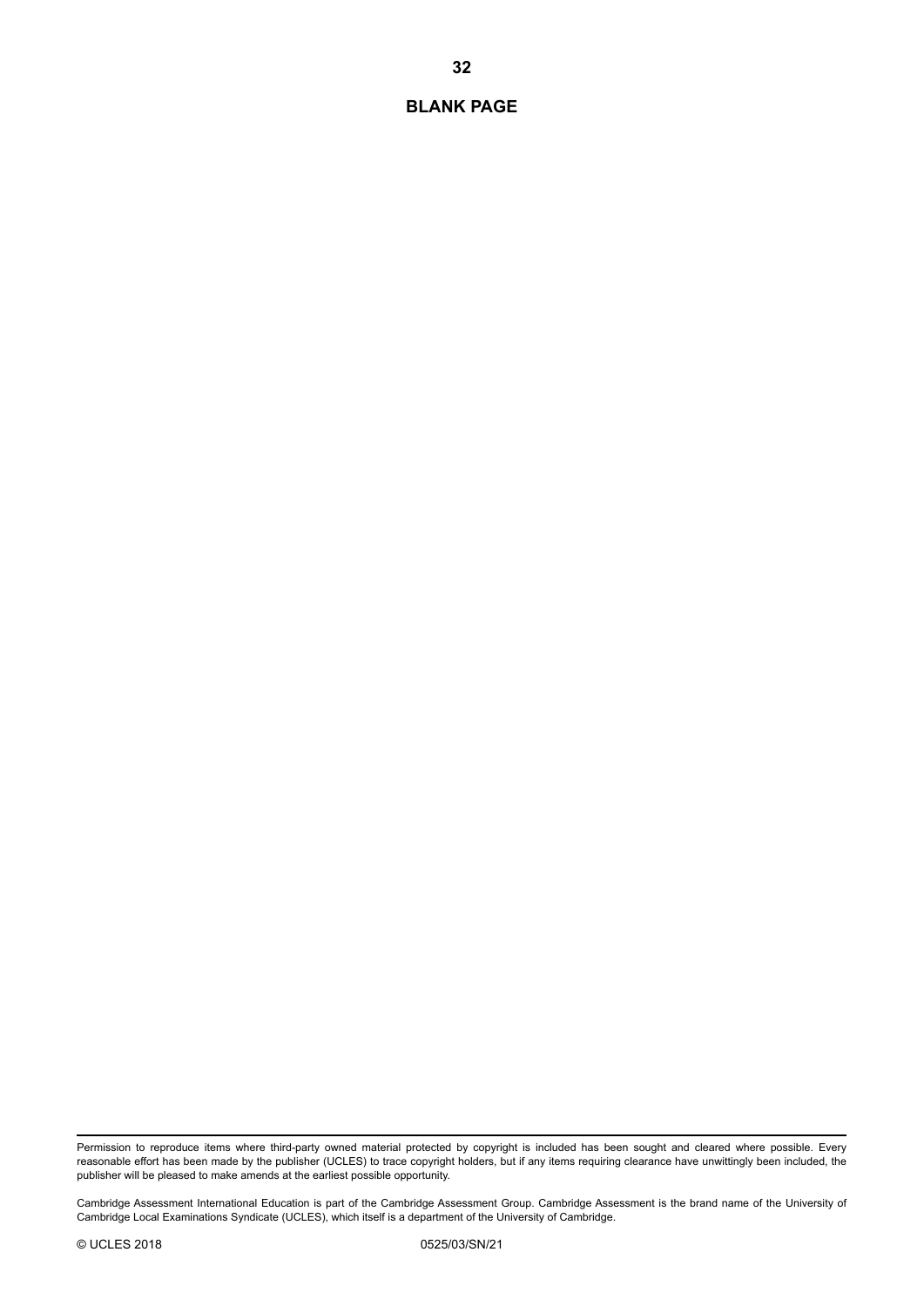**BLANK PAGE**

Permission to reproduce items where third-party owned material protected by copyright is included has been sought and cleared where possible. Every reasonable effort has been made by the publisher (UCLES) to trace copyright holders, but if any items requiring clearance have unwittingly been included, the publisher will be pleased to make amends at the earliest possible opportunity.

Cambridge Assessment International Education is part of the Cambridge Assessment Group. Cambridge Assessment is the brand name of the University of Cambridge Local Examinations Syndicate (UCLES), which itself is a department of the University of Cambridge.